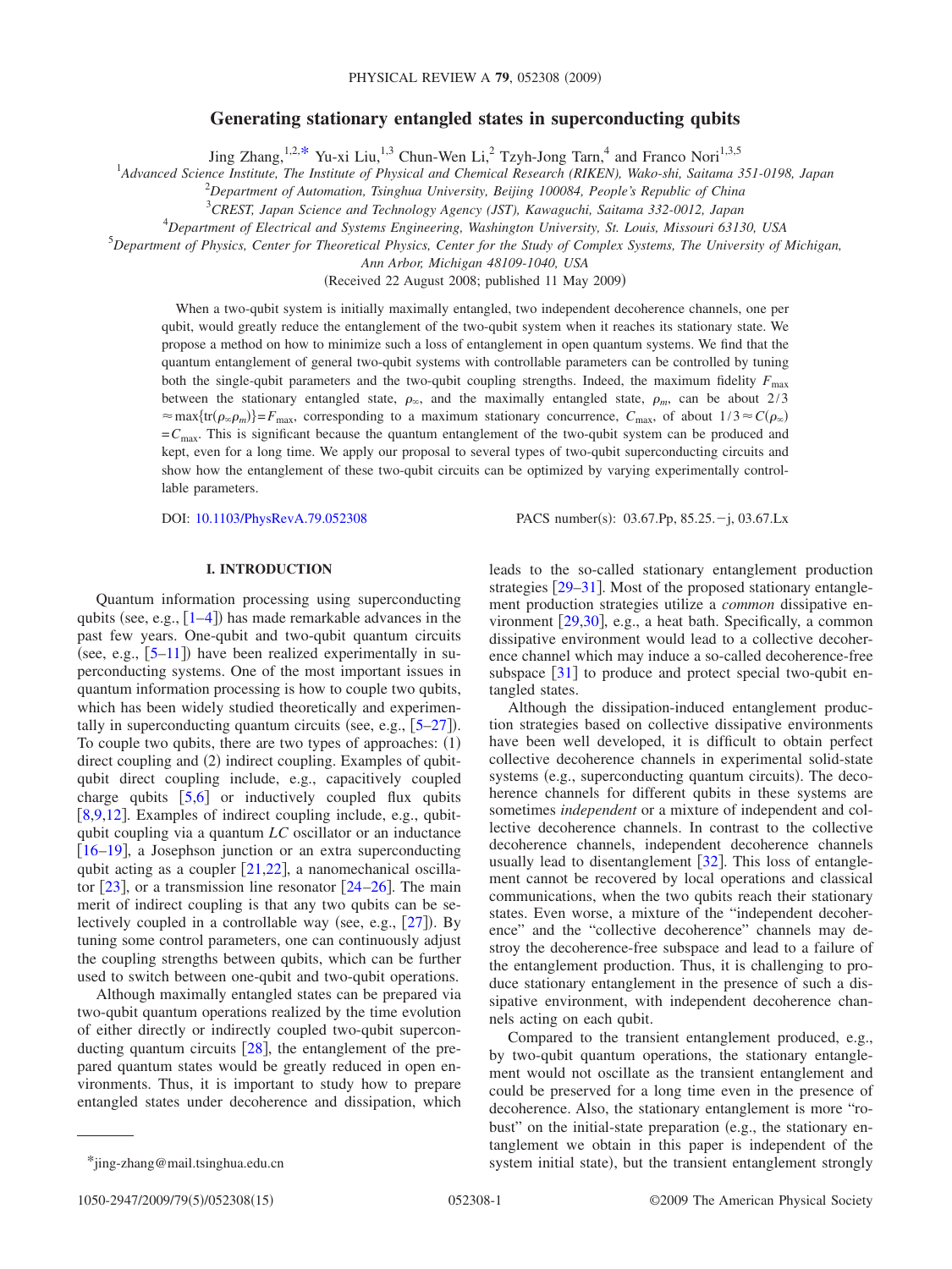# Generating stationary entangled states in superconducting qubits

Jing Zhang,[1,2,*] Yu-xi Liu,[1,3] Chun-Wen Li,[2] Tzyh-Jong Tarn,[4] and Franco Nori[1,3,5]

[1]*Advanced Science Institute, The Institute of Physical and Chemical Research (RIKEN), Wako-shi, Saitama 351-0198, Japan*

[2]*Department of Automation, Tsinghua University, Beijing 100084, People's Republic of China*

[3]*CREST, Japan Science and Technology Agency (JST), Kawaguchi, Saitama 332-0012, Japan*

[4]*Department of Electrical and Systems Engineering, Washington University, St. Louis, Missouri 63130, USA*

[5]*Department of Physics, Center for Theoretical Physics, Center for the Study of Complex Systems, The University of Michigan, Ann Arbor, Michigan 48109-1040, USA*

(Received 22 August 2008; published 11 May 2009)

When a two-qubit system is initially maximally entangled, two independent decoherence channels, one per qubit, would greatly reduce the entanglement of the two-qubit system when it reaches its stationary state. We propose a method on how to minimize such a loss of entanglement in open quantum systems. We find that the quantum entanglement of general two-qubit systems with controllable parameters can be controlled by tuning both the single-qubit parameters and the two-qubit coupling strengths. Indeed, the maximum fidelity $F_{\max}$ between the stationary entangled state, $\rho_\infty$, and the maximally entangled state, $\rho_m$, can be about $2/3 \approx \max\{\mathrm{tr}(\rho_\infty \rho_m)\} = F_{\max}$, corresponding to a maximum stationary concurrence, $C_{\max}$, of about $1/3 \approx C(\rho_\infty) = C_{\max}$. This is significant because the quantum entanglement of the two-qubit system can be produced and kept, even for a long time. We apply our proposal to several types of two-qubit superconducting circuits and show how the entanglement of these two-qubit circuits can be optimized by varying experimentally controllable parameters.

DOI: 10.1103/PhysRevA.79.052308    PACS number(s): 03.67.Pp, 85.25.−j, 03.67.Lx

## I. INTRODUCTION

Quantum information processing using superconducting qubits (see, e.g., [1–4]) has made remarkable advances in the past few years. One-qubit and two-qubit quantum circuits (see, e.g., [5–11]) have been realized experimentally in superconducting systems. One of the most important issues in quantum information processing is how to couple two qubits, which has been widely studied theoretically and experimentally in superconducting quantum circuits (see, e.g., [5–27]). To couple two qubits, there are two types of approaches: (1) direct coupling and (2) indirect coupling. Examples of qubit-qubit direct coupling include, e.g., capacitively coupled charge qubits [5,6] or inductively coupled flux qubits [8,9,12]. Examples of indirect coupling include, e.g., qubit-qubit coupling via a quantum *LC* oscillator or an inductance [16–19], a Josephson junction or an extra superconducting qubit acting as a coupler [21,22], a nanomechanical oscillator [23], or a transmission line resonator [24–26]. The main merit of indirect coupling is that any two qubits can be selectively coupled in a controllable way (see, e.g., [27]). By tuning some control parameters, one can continuously adjust the coupling strengths between qubits, which can be further used to switch between one-qubit and two-qubit operations.

Although maximally entangled states can be prepared via two-qubit quantum operations realized by the time evolution of either directly or indirectly coupled two-qubit superconducting quantum circuits [28], the entanglement of the prepared quantum states would be greatly reduced in open environments. Thus, it is important to study how to prepare entangled states under decoherence and dissipation, which leads to the so-called stationary entanglement production strategies [29–31]. Most of the proposed stationary entanglement production strategies utilize a *common* dissipative environment [29,30], e.g., a heat bath. Specifically, a common dissipative environment would lead to a collective decoherence channel which may induce a so-called decoherence-free subspace [31] to produce and protect special two-qubit entangled states.

Although the dissipation-induced entanglement production strategies based on collective dissipative environments have been well developed, it is difficult to obtain perfect collective decoherence channels in experimental solid-state systems (e.g., superconducting quantum circuits). The decoherence channels for different qubits in these systems are sometimes *independent* or a mixture of independent and collective decoherence channels. In contrast to the collective decoherence channels, independent decoherence channels usually lead to disentanglement [32]. This loss of entanglement cannot be recovered by local operations and classical communications, when the two qubits reach their stationary states. Even worse, a mixture of the "independent decoherence" and the "collective decoherence" channels may destroy the decoherence-free subspace and lead to a failure of the entanglement production. Thus, it is challenging to produce stationary entanglement in the presence of such a dissipative environment, with independent decoherence channels acting on each qubit.

Compared to the transient entanglement produced, e.g., by two-qubit quantum operations, the stationary entanglement would not oscillate as the transient entanglement and could be preserved for a long time even in the presence of decoherence. Also, the stationary entanglement is more "robust" on the initial-state preparation (e.g., the stationary entanglement we obtain in this paper is independent of the system initial state), but the transient entanglement strongly

*jing-zhang@mail.tsinghua.edu.cn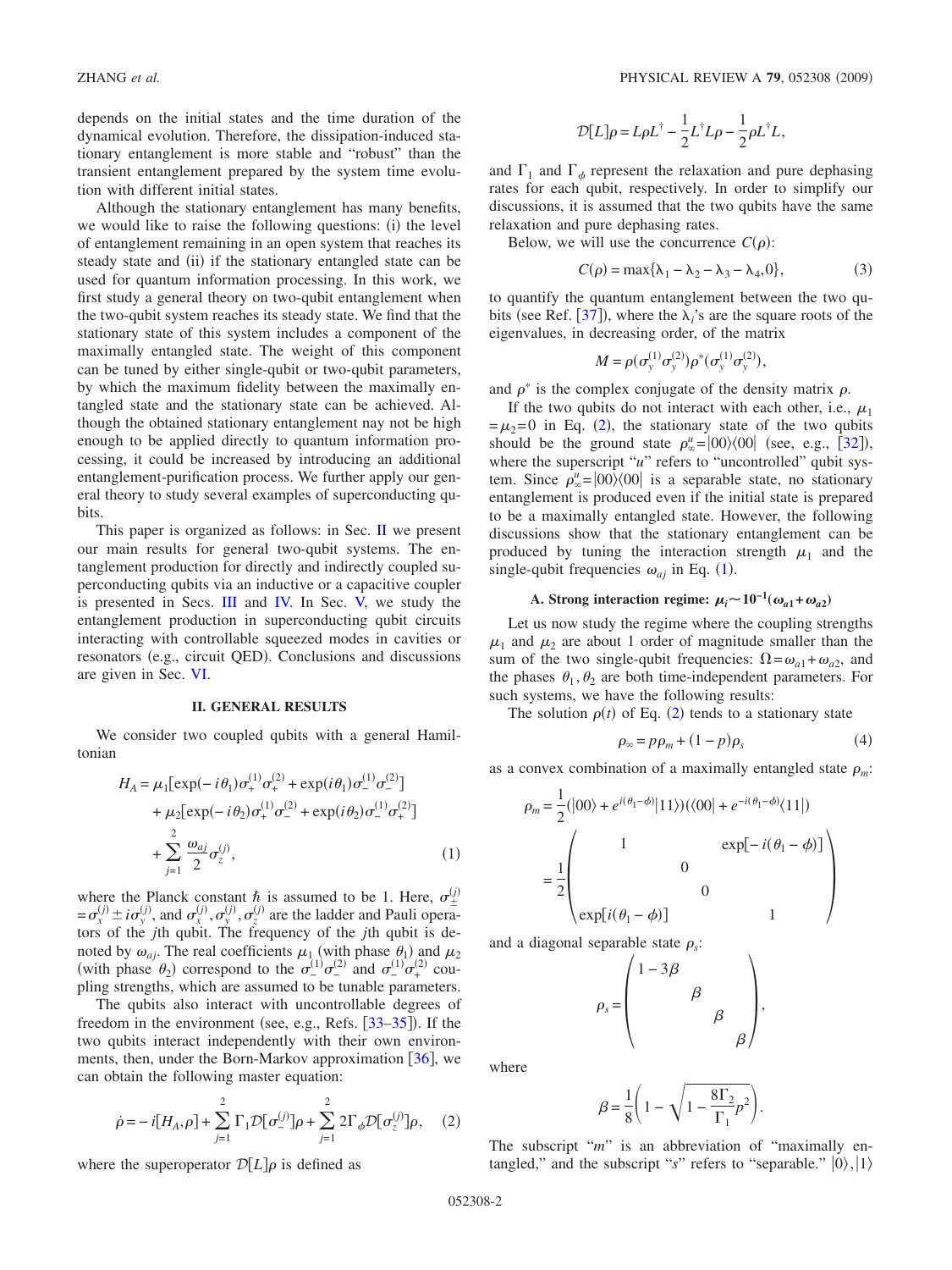depends on the initial states and the time duration of the dynamical evolution. Therefore, the dissipation-induced stationary entanglement is more stable and "robust" than the transient entanglement prepared by the system time evolution with different initial states.

Although the stationary entanglement has many benefits, we would like to raise the following questions: (i) the level of entanglement remaining in an open system that reaches its steady state and (ii) if the stationary entangled state can be used for quantum information processing. In this work, we first study a general theory on two-qubit entanglement when the two-qubit system reaches its steady state. We find that the stationary state of this system includes a component of the maximally entangled state. The weight of this component can be tuned by either single-qubit or two-qubit parameters, by which the maximum fidelity between the maximally entangled state and the stationary state can be achieved. Although the obtained stationary entanglement nay not be high enough to be applied directly to quantum information processing, it could be increased by introducing an additional entanglement-purification process. We further apply our general theory to study several examples of superconducting qubits.

This paper is organized as follows: in Sec. II we present our main results for general two-qubit systems. The entanglement production for directly and indirectly coupled superconducting qubits via an inductive or a capacitive coupler is presented in Secs. III and IV. In Sec. V, we study the entanglement production in superconducting qubit circuits interacting with controllable squeezed modes in cavities or resonators (e.g., circuit QED). Conclusions and discussions are given in Sec. VI.

## II. GENERAL RESULTS

We consider two coupled qubits with a general Hamiltonian

$$
\begin{aligned}
H_A = {} & \mu_1[\exp(-i\theta_1)\sigma_+^{(1)}\sigma_+^{(2)} + \exp(i\theta_1)\sigma_-^{(1)}\sigma_-^{(2)}] \\
& + \mu_2[\exp(-i\theta_2)\sigma_+^{(1)}\sigma_-^{(2)} + \exp(i\theta_2)\sigma_-^{(1)}\sigma_+^{(2)}] \\
& + \sum_{j=1}^{2} \frac{\omega_{aj}}{2}\sigma_z^{(j)},
\end{aligned}
\tag{1}
$$

where the Planck constant $\hbar$ is assumed to be 1. Here, $\sigma_\pm^{(j)} = \sigma_x^{(j)} \pm i\sigma_y^{(j)}$, and $\sigma_x^{(j)}, \sigma_y^{(j)}, \sigma_z^{(j)}$ are the ladder and Pauli operators of the $j$th qubit. The frequency of the $j$th qubit is denoted by $\omega_{aj}$. The real coefficients $\mu_1$ (with phase $\theta_1$) and $\mu_2$ (with phase $\theta_2$) correspond to the $\sigma_-^{(1)}\sigma_-^{(2)}$ and $\sigma_-^{(1)}\sigma_+^{(2)}$ coupling strengths, which are assumed to be tunable parameters.

The qubits also interact with uncontrollable degrees of freedom in the environment (see, e.g., Refs. [33–35]). If the two qubits interact independently with their own environments, then, under the Born-Markov approximation [36], we can obtain the following master equation:

$$
\dot{\rho} = -i[H_A,\rho] + \sum_{j=1}^{2}\Gamma_1\mathcal{D}[\sigma_-^{(j)}]\rho + \sum_{j=1}^{2} 2\Gamma_\phi\mathcal{D}[\sigma_z^{(j)}]\rho, \tag{2}
$$

where the superoperator $\mathcal{D}[L]\rho$ is defined as

$$
\mathcal{D}[L]\rho = L\rho L^\dagger - \frac{1}{2}L^\dagger L\rho - \frac{1}{2}\rho L^\dagger L,
$$

and $\Gamma_1$ and $\Gamma_\phi$ represent the relaxation and pure dephasing rates for each qubit, respectively. In order to simplify our discussions, it is assumed that the two qubits have the same relaxation and pure dephasing rates.

Below, we will use the concurrence $C(\rho)$:

$$
C(\rho) = \max\{\lambda_1 - \lambda_2 - \lambda_3 - \lambda_4, 0\}, \tag{3}
$$

to quantify the quantum entanglement between the two qubits (see Ref. [37]), where the $\lambda_i$'s are the square roots of the eigenvalues, in decreasing order, of the matrix

$$
M = \rho(\sigma_y^{(1)}\sigma_y^{(2)})\rho^*(\sigma_y^{(1)}\sigma_y^{(2)}),
$$

and $\rho^*$ is the complex conjugate of the density matrix $\rho$.

If the two qubits do not interact with each other, i.e., $\mu_1 = \mu_2 = 0$ in Eq. (2), the stationary state of the two qubits should be the ground state $\rho_\infty^u = |00\rangle\langle 00|$ (see, e.g., [32]), where the superscript "$u$" refers to "uncontrolled" qubit system. Since $\rho_\infty^u = |00\rangle\langle 00|$ is a separable state, no stationary entanglement is produced even if the initial state is prepared to be a maximally entangled state. However, the following discussions show that the stationary entanglement can be produced by tuning the interaction strength $\mu_1$ and the single-qubit frequencies $\omega_{aj}$ in Eq. (1).

### A. Strong interaction regime: $\mu_i \sim 10^{-1}(\omega_{a1}+\omega_{a2})$

Let us now study the regime where the coupling strengths $\mu_1$ and $\mu_2$ are about 1 order of magnitude smaller than the sum of the two single-qubit frequencies: $\Omega = \omega_{a1} + \omega_{a2}$, and the phases $\theta_1, \theta_2$ are both time-independent parameters. For such systems, we have the following results:

The solution $\rho(t)$ of Eq. (2) tends to a stationary state

$$
\rho_\infty = p\rho_m + (1-p)\rho_s \tag{4}
$$

as a convex combination of a maximally entangled state $\rho_m$:

$$
\rho_m = \frac{1}{2}(|00\rangle + e^{i(\theta_1-\phi)}|11\rangle)(\langle 00| + e^{-i(\theta_1-\phi)}\langle 11|)
= \frac{1}{2}\begin{pmatrix} 1 & & & \exp[-i(\theta_1-\phi)] \\ & 0 & & \\ & & 0 & \\ \exp[i(\theta_1-\phi)] & & & 1 \end{pmatrix}
$$

and a diagonal separable state $\rho_s$:

$$
\rho_s = \begin{pmatrix} 1-3\beta & & & \\ & \beta & & \\ & & \beta & \\ & & & \beta \end{pmatrix},
$$

where

$$
\beta = \frac{1}{8}\left(1 - \sqrt{1 - \frac{8\Gamma_2}{\Gamma_1}p^2}\right).
$$

The subscript "$m$" is an abbreviation of "maximally entangled," and the subscript "$s$" refers to "separable." $|0\rangle, |1\rangle$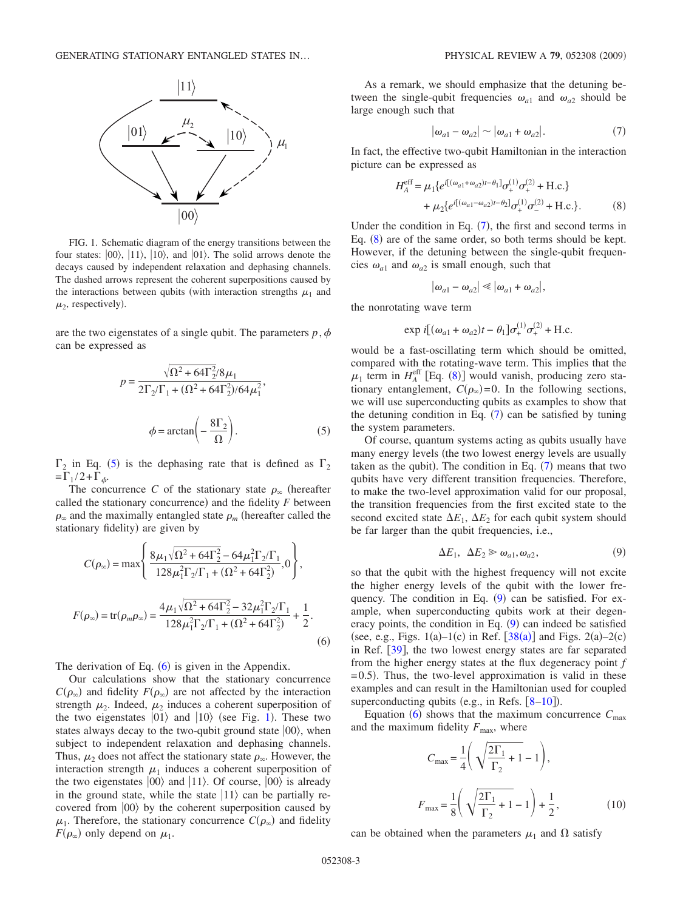FIG. 1. Schematic diagram of the energy transitions between the four states: $|00\rangle$, $|11\rangle$, $|10\rangle$, and $|01\rangle$. The solid arrows denote the decays caused by independent relaxation and dephasing channels. The dashed arrows represent the coherent superpositions caused by the interactions between qubits (with interaction strengths $\mu_1$ and $\mu_2$, respectively).

are the two eigenstates of a single qubit. The parameters $p,\phi$ can be expressed as

$$p = \frac{\sqrt{\Omega^2 + 64\Gamma_2^2}/8\mu_1}{2\Gamma_2/\Gamma_1 + (\Omega^2 + 64\Gamma_2^2)/64\mu_1^2},$$

$$\phi = \arctan\left(-\frac{8\Gamma_2}{\Omega}\right). \tag{5}$$

$\Gamma_2$ in Eq. (5) is the dephasing rate that is defined as $\Gamma_2 = \Gamma_1/2 + \Gamma_\phi$.

The concurrence $C$ of the stationary state $\rho_\infty$ (hereafter called the stationary concurrence) and the fidelity $F$ between $\rho_\infty$ and the maximally entangled state $\rho_m$ (hereafter called the stationary fidelity) are given by

$$C(\rho_\infty) = \max\left\{\frac{8\mu_1\sqrt{\Omega^2 + 64\Gamma_2^2} - 64\mu_1^2\Gamma_2/\Gamma_1}{128\mu_1^2\Gamma_2/\Gamma_1 + (\Omega^2 + 64\Gamma_2^2)}, 0\right\},$$

$$F(\rho_\infty) = \mathrm{tr}(\rho_m\rho_\infty) = \frac{4\mu_1\sqrt{\Omega^2 + 64\Gamma_2^2} - 32\mu_1^2\Gamma_2/\Gamma_1}{128\mu_1^2\Gamma_2/\Gamma_1 + (\Omega^2 + 64\Gamma_2^2)} + \frac{1}{2}. \tag{6}$$

The derivation of Eq. (6) is given in the Appendix.

Our calculations show that the stationary concurrence $C(\rho_\infty)$ and fidelity $F(\rho_\infty)$ are not affected by the interaction strength $\mu_2$. Indeed, $\mu_2$ induces a coherent superposition of the two eigenstates $|01\rangle$ and $|10\rangle$ (see Fig. 1). These two states always decay to the two-qubit ground state $|00\rangle$, when subject to independent relaxation and dephasing channels. Thus, $\mu_2$ does not affect the stationary state $\rho_\infty$. However, the interaction strength $\mu_1$ induces a coherent superposition of the two eigenstates $|00\rangle$ and $|11\rangle$. Of course, $|00\rangle$ is already in the ground state, while the state $|11\rangle$ can be partially recovered from $|00\rangle$ by the coherent superposition caused by $\mu_1$. Therefore, the stationary concurrence $C(\rho_\infty)$ and fidelity $F(\rho_\infty)$ only depend on $\mu_1$.

As a remark, we should emphasize that the detuning between the single-qubit frequencies $\omega_{a1}$ and $\omega_{a2}$ should be large enough such that

$$|\omega_{a1} - \omega_{a2}| \sim |\omega_{a1} + \omega_{a2}|. \tag{7}$$

In fact, the effective two-qubit Hamiltonian in the interaction picture can be expressed as

$$H_A^{\mathrm{eff}} = \mu_1\{e^{i[(\omega_{a1}+\omega_{a2})t-\theta_1]}\sigma_+^{(1)}\sigma_+^{(2)} + \mathrm{H.c.}\} + \mu_2\{e^{i[(\omega_{a1}-\omega_{a2})t-\theta_2]}\sigma_+^{(1)}\sigma_-^{(2)} + \mathrm{H.c.}\}. \tag{8}$$

Under the condition in Eq. (7), the first and second terms in Eq. (8) are of the same order, so both terms should be kept. However, if the detuning between the single-qubit frequencies $\omega_{a1}$ and $\omega_{a2}$ is small enough, such that

$$|\omega_{a1} - \omega_{a2}| \ll |\omega_{a1} + \omega_{a2}|,$$

the nonrotating wave term

$$\exp i[(\omega_{a1} + \omega_{a2})t - \theta_1]\sigma_+^{(1)}\sigma_+^{(2)} + \mathrm{H.c.}$$

would be a fast-oscillating term which should be omitted, compared with the rotating-wave term. This implies that the $\mu_1$ term in $H_A^{\mathrm{eff}}$ [Eq. (8)] would vanish, producing zero stationary entanglement, $C(\rho_\infty)=0$. In the following sections, we will use superconducting qubits as examples to show that the detuning condition in Eq. (7) can be satisfied by tuning the system parameters.

Of course, quantum systems acting as qubits usually have many energy levels (the two lowest energy levels are usually taken as the qubit). The condition in Eq. (7) means that two qubits have very different transition frequencies. Therefore, to make the two-level approximation valid for our proposal, the transition frequencies from the first excited state to the second excited state $\Delta E_1$, $\Delta E_2$ for each qubit system should be far larger than the qubit frequencies, i.e.,

$$\Delta E_1,\ \Delta E_2 \gg \omega_{a1}, \omega_{a2}, \tag{9}$$

so that the qubit with the highest frequency will not excite the higher energy levels of the qubit with the lower frequency. The condition in Eq. (9) can be satisfied. For example, when superconducting qubits work at their degeneracy points, the condition in Eq. (9) can indeed be satisfied (see, e.g., Figs. 1(a)–1(c) in Ref. [38(a)] and Figs. 2(a)–2(c) in Ref. [39], the two lowest energy states are far separated from the higher energy states at the flux degeneracy point $f = 0.5$). Thus, the two-level approximation is valid in these examples and can result in the Hamiltonian used for coupled superconducting qubits (e.g., in Refs. [8–10]).

Equation (6) shows that the maximum concurrence $C_{\max}$ and the maximum fidelity $F_{\max}$, where

$$C_{\max} = \frac{1}{4}\left(\sqrt{\frac{2\Gamma_1}{\Gamma_2} + 1} - 1\right),$$

$$F_{\max} = \frac{1}{8}\left(\sqrt{\frac{2\Gamma_1}{\Gamma_2} + 1} - 1\right) + \frac{1}{2}, \tag{10}$$

can be obtained when the parameters $\mu_1$ and $\Omega$ satisfy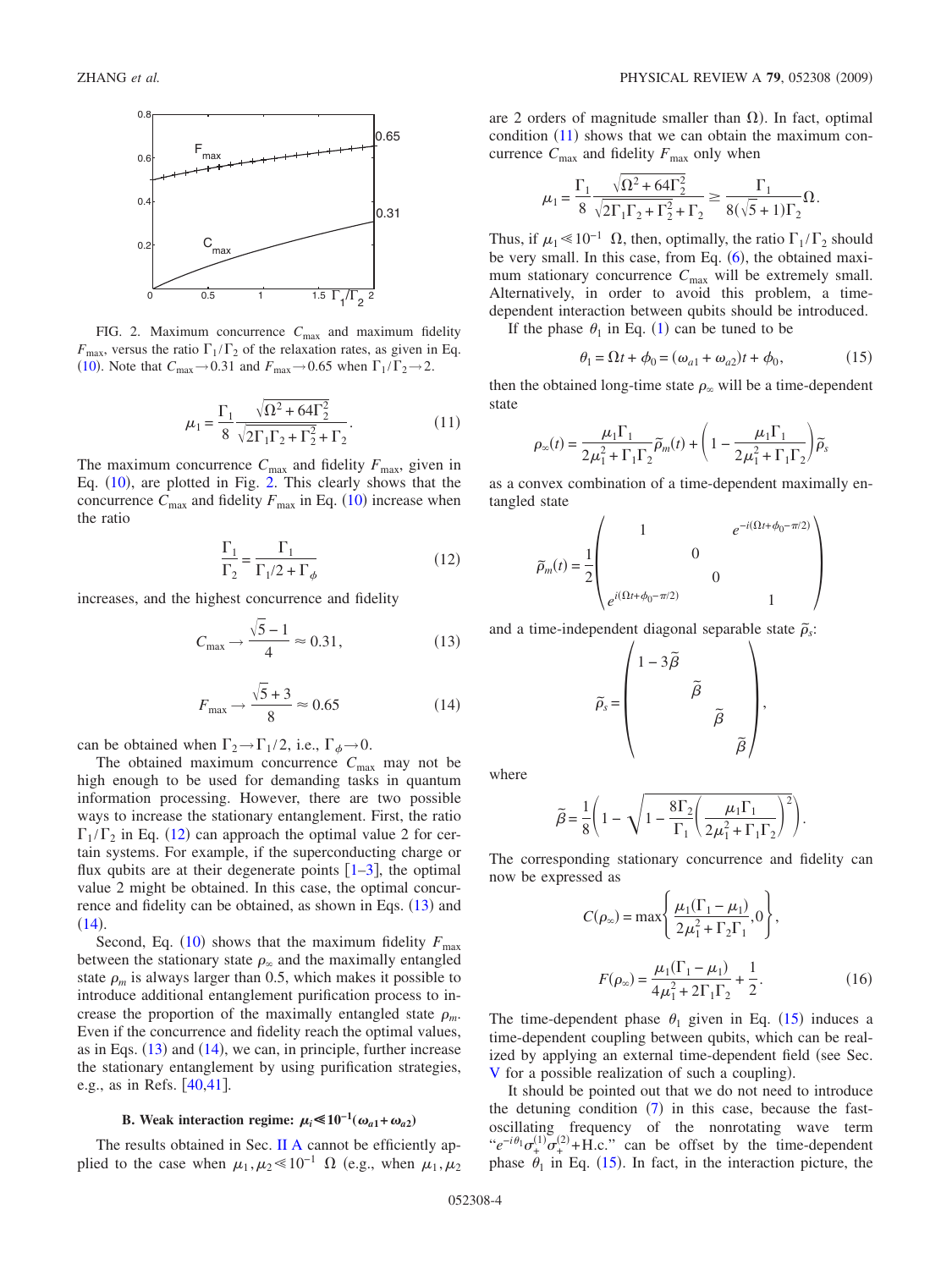FIG. 2. Maximum concurrence $C_{\max}$ and maximum fidelity $F_{\max}$, versus the ratio $\Gamma_1/\Gamma_2$ of the relaxation rates, as given in Eq. (10). Note that $C_{\max}\to 0.31$ and $F_{\max}\to 0.65$ when $\Gamma_1/\Gamma_2\to 2$.

$$\mu_1 = \frac{\Gamma_1}{8}\frac{\sqrt{\Omega^2+64\Gamma_2^2}}{\sqrt{2\Gamma_1\Gamma_2+\Gamma_2^2}+\Gamma_2}. \tag{11}$$

The maximum concurrence $C_{\max}$ and fidelity $F_{\max}$, given in Eq. (10), are plotted in Fig. 2. This clearly shows that the concurrence $C_{\max}$ and fidelity $F_{\max}$ in Eq. (10) increase when the ratio

$$\frac{\Gamma_1}{\Gamma_2} = \frac{\Gamma_1}{\Gamma_1/2+\Gamma_\phi} \tag{12}$$

increases, and the highest concurrence and fidelity

$$C_{\max} \to \frac{\sqrt{5}-1}{4} \approx 0.31, \tag{13}$$

$$F_{\max} \to \frac{\sqrt{5}+3}{8} \approx 0.65 \tag{14}$$

can be obtained when $\Gamma_2\to\Gamma_1/2$, i.e., $\Gamma_\phi\to 0$.

The obtained maximum concurrence $C_{\max}$ may not be high enough to be used for demanding tasks in quantum information processing. However, there are two possible ways to increase the stationary entanglement. First, the ratio $\Gamma_1/\Gamma_2$ in Eq. (12) can approach the optimal value 2 for certain systems. For example, if the superconducting charge or flux qubits are at their degenerate points [1–3], the optimal value 2 might be obtained. In this case, the optimal concurrence and fidelity can be obtained, as shown in Eqs. (13) and (14).

Second, Eq. (10) shows that the maximum fidelity $F_{\max}$ between the stationary state $\rho_\infty$ and the maximally entangled state $\rho_m$ is always larger than 0.5, which makes it possible to introduce additional entanglement purification process to increase the proportion of the maximally entangled state $\rho_m$. Even if the concurrence and fidelity reach the optimal values, as in Eqs. (13) and (14), we can, in principle, further increase the stationary entanglement by using purification strategies, e.g., as in Refs. [40,41].

### B. Weak interaction regime: $\mu_i \ll 10^{-1}(\omega_{a1}+\omega_{a2})$

The results obtained in Sec. II A cannot be efficiently applied to the case when $\mu_1,\mu_2 \ll 10^{-1}\ \Omega$ (e.g., when $\mu_1,\mu_2$ are 2 orders of magnitude smaller than $\Omega$). In fact, optimal condition (11) shows that we can obtain the maximum concurrence $C_{\max}$ and fidelity $F_{\max}$ only when

$$\mu_1 = \frac{\Gamma_1}{8}\frac{\sqrt{\Omega^2+64\Gamma_2^2}}{\sqrt{2\Gamma_1\Gamma_2+\Gamma_2^2}+\Gamma_2} \geq \frac{\Gamma_1}{8(\sqrt{5}+1)\Gamma_2}\Omega.$$

Thus, if $\mu_1 \ll 10^{-1}\ \Omega$, then, optimally, the ratio $\Gamma_1/\Gamma_2$ should be very small. In this case, from Eq. (6), the obtained maximum stationary concurrence $C_{\max}$ will be extremely small. Alternatively, in order to avoid this problem, a time-dependent interaction between qubits should be introduced.

If the phase $\theta_1$ in Eq. (1) can be tuned to be

$$\theta_1 = \Omega t + \phi_0 = (\omega_{a1}+\omega_{a2})t + \phi_0, \tag{15}$$

then the obtained long-time state $\rho_\infty$ will be a time-dependent state

$$\rho_\infty(t) = \frac{\mu_1\Gamma_1}{2\mu_1^2+\Gamma_1\Gamma_2}\tilde{\rho}_m(t) + \left(1-\frac{\mu_1\Gamma_1}{2\mu_1^2+\Gamma_1\Gamma_2}\right)\tilde{\rho}_s$$

as a convex combination of a time-dependent maximally entangled state

$$\tilde{\rho}_m(t) = \frac{1}{2}\begin{pmatrix} 1 & & & e^{-i(\Omega t+\phi_0-\pi/2)} \\ & 0 & & \\ & & 0 & \\ e^{i(\Omega t+\phi_0-\pi/2)} & & & 1 \end{pmatrix}$$

and a time-independent diagonal separable state $\tilde{\rho}_s$:

$$\tilde{\rho}_s = \begin{pmatrix} 1-3\tilde{\beta} & & & \\ & \tilde{\beta} & & \\ & & \tilde{\beta} & \\ & & & \tilde{\beta} \end{pmatrix},$$

where

$$\tilde{\beta} = \frac{1}{8}\left(1-\sqrt{1-\frac{8\Gamma_2}{\Gamma_1}\left(\frac{\mu_1\Gamma_1}{2\mu_1^2+\Gamma_1\Gamma_2}\right)^2}\right).$$

The corresponding stationary concurrence and fidelity can now be expressed as

$$C(\rho_\infty) = \max\left\{\frac{\mu_1(\Gamma_1-\mu_1)}{2\mu_1^2+\Gamma_2\Gamma_1},0\right\},$$

$$F(\rho_\infty) = \frac{\mu_1(\Gamma_1-\mu_1)}{4\mu_1^2+2\Gamma_1\Gamma_2}+\frac{1}{2}. \tag{16}$$

The time-dependent phase $\theta_1$ given in Eq. (15) induces a time-dependent coupling between qubits, which can be realized by applying an external time-dependent field (see Sec. V for a possible realization of such a coupling).

It should be pointed out that we do not need to introduce the detuning condition (7) in this case, because the fast-oscillating frequency of the nonrotating wave term "$e^{-i\theta_1}\sigma_+^{(1)}\sigma_+^{(2)}$+H.c." can be offset by the time-dependent phase $\theta_1$ in Eq. (15). In fact, in the interaction picture, the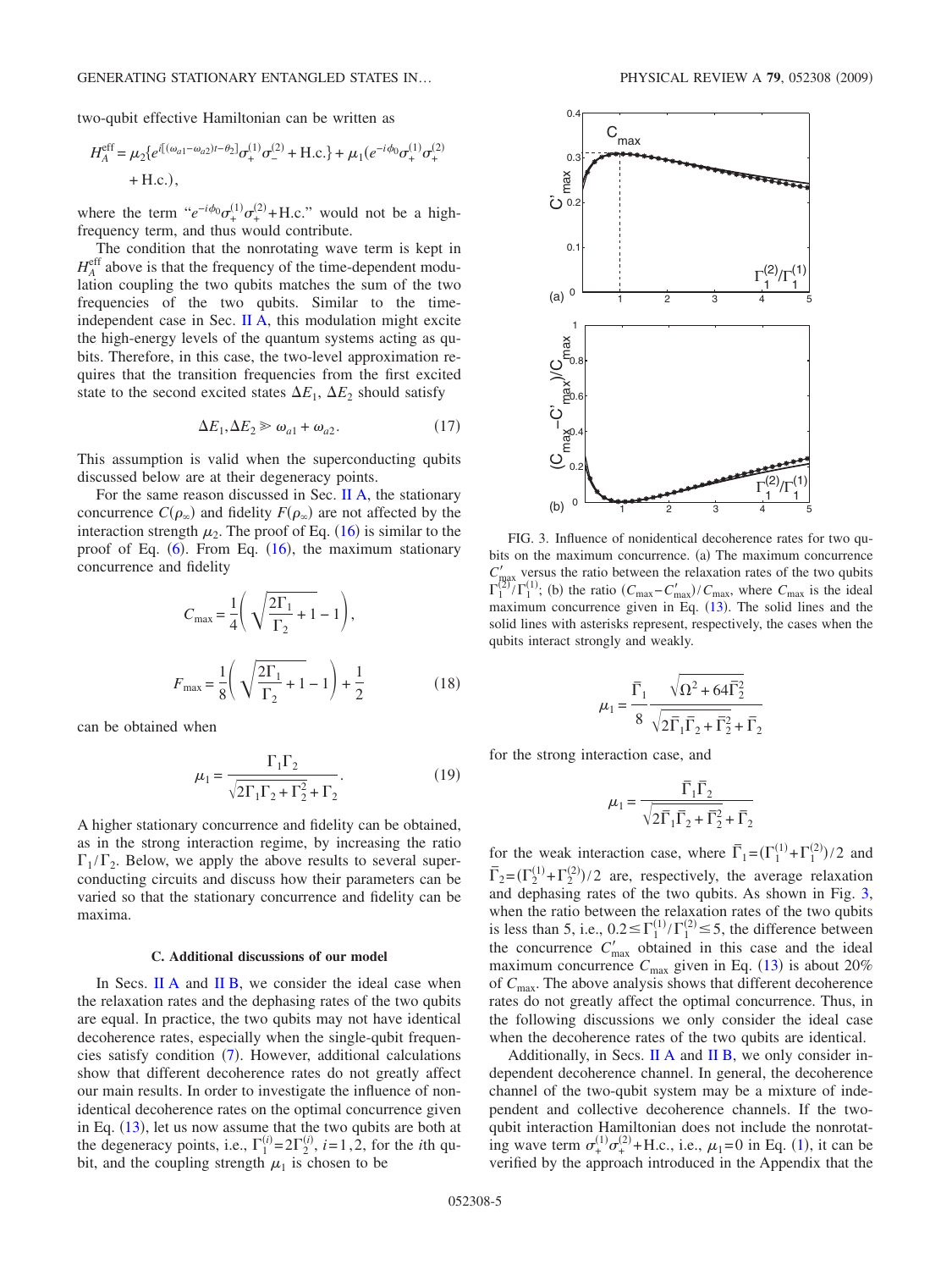two-qubit effective Hamiltonian can be written as

$$H_A^{\rm eff} = \mu_2\{e^{i[(\omega_{a1}-\omega_{a2})t-\theta_2]}\sigma_+^{(1)}\sigma_-^{(2)} + {\rm H.c.}\} + \mu_1(e^{-i\phi_0}\sigma_+^{(1)}\sigma_+^{(2)} + {\rm H.c.}),$$

where the term "$e^{-i\phi_0}\sigma_+^{(1)}\sigma_+^{(2)}$+H.c." would not be a high-frequency term, and thus would contribute.

The condition that the nonrotating wave term is kept in $H_A^{\rm eff}$ above is that the frequency of the time-dependent modulation coupling the two qubits matches the sum of the two frequencies of the two qubits. Similar to the time-independent case in Sec. II A, this modulation might excite the high-energy levels of the quantum systems acting as qubits. Therefore, in this case, the two-level approximation requires that the transition frequencies from the first excited state to the second excited states $\Delta E_1$, $\Delta E_2$ should satisfy

$$\Delta E_1, \Delta E_2 \gg \omega_{a1} + \omega_{a2}. \tag{17}$$

This assumption is valid when the superconducting qubits discussed below are at their degeneracy points.

For the same reason discussed in Sec. II A, the stationary concurrence $C(\rho_\infty)$ and fidelity $F(\rho_\infty)$ are not affected by the interaction strength $\mu_2$. The proof of Eq. (16) is similar to the proof of Eq. (6). From Eq. (16), the maximum stationary concurrence and fidelity

$$C_{\max} = \frac{1}{4}\left(\sqrt{\frac{2\Gamma_1}{\Gamma_2}+1} - 1\right),$$

$$F_{\max} = \frac{1}{8}\left(\sqrt{\frac{2\Gamma_1}{\Gamma_2}+1} - 1\right) + \frac{1}{2} \tag{18}$$

can be obtained when

$$\mu_1 = \frac{\Gamma_1\Gamma_2}{\sqrt{2\Gamma_1\Gamma_2+\Gamma_2^2}+\Gamma_2}. \tag{19}$$

A higher stationary concurrence and fidelity can be obtained, as in the strong interaction regime, by increasing the ratio $\Gamma_1/\Gamma_2$. Below, we apply the above results to several superconducting circuits and discuss how their parameters can be varied so that the stationary concurrence and fidelity can be maxima.

### C. Additional discussions of our model

In Secs. II A and II B, we consider the ideal case when the relaxation rates and the dephasing rates of the two qubits are equal. In practice, the two qubits may not have identical decoherence rates, especially when the single-qubit frequencies satisfy condition (7). However, additional calculations show that different decoherence rates do not greatly affect our main results. In order to investigate the influence of nonidentical decoherence rates on the optimal concurrence given in Eq. (13), let us now assume that the two qubits are both at the degeneracy points, i.e., $\Gamma_1^{(i)}=2\Gamma_2^{(i)}$, $i=1,2$, for the $i$th qubit, and the coupling strength $\mu_1$ is chosen to be

FIG. 3. Influence of nonidentical decoherence rates for two qubits on the maximum concurrence. (a) The maximum concurrence $C'_{\max}$ versus the ratio between the relaxation rates of the two qubits $\Gamma_1^{(2)}/\Gamma_1^{(1)}$; (b) the ratio $(C_{\max}-C'_{\max})/C_{\max}$, where $C_{\max}$ is the ideal maximum concurrence given in Eq. (13). The solid lines and the solid lines with asterisks represent, respectively, the cases when the qubits interact strongly and weakly.

$$\mu_1 = \frac{\bar{\Gamma}_1}{8}\frac{\sqrt{\Omega^2+64\bar{\Gamma}_2^2}}{\sqrt{2\bar{\Gamma}_1\bar{\Gamma}_2+\bar{\Gamma}_2^2}+\bar{\Gamma}_2}$$

for the strong interaction case, and

$$\mu_1 = \frac{\bar{\Gamma}_1\bar{\Gamma}_2}{\sqrt{2\bar{\Gamma}_1\bar{\Gamma}_2+\bar{\Gamma}_2^2}+\bar{\Gamma}_2}$$

for the weak interaction case, where $\bar{\Gamma}_1=(\Gamma_1^{(1)}+\Gamma_1^{(2)})/2$ and $\bar{\Gamma}_2=(\Gamma_2^{(1)}+\Gamma_2^{(2)})/2$ are, respectively, the average relaxation and dephasing rates of the two qubits. As shown in Fig. 3, when the ratio between the relaxation rates of the two qubits is less than 5, i.e., $0.2 \le \Gamma_1^{(1)}/\Gamma_1^{(2)} \le 5$, the difference between the concurrence $C'_{\max}$ obtained in this case and the ideal maximum concurrence $C_{\max}$ given in Eq. (13) is about 20% of $C_{\max}$. The above analysis shows that different decoherence rates do not greatly affect the optimal concurrence. Thus, in the following discussions we only consider the ideal case when the decoherence rates of the two qubits are identical.

Additionally, in Secs. II A and II B, we only consider independent decoherence channel. In general, the decoherence channel of the two-qubit system may be a mixture of independent and collective decoherence channels. If the two-qubit interaction Hamiltonian does not include the nonrotating wave term $\sigma_+^{(1)}\sigma_+^{(2)}$+H.c., i.e., $\mu_1=0$ in Eq. (1), it can be verified by the approach introduced in the Appendix that the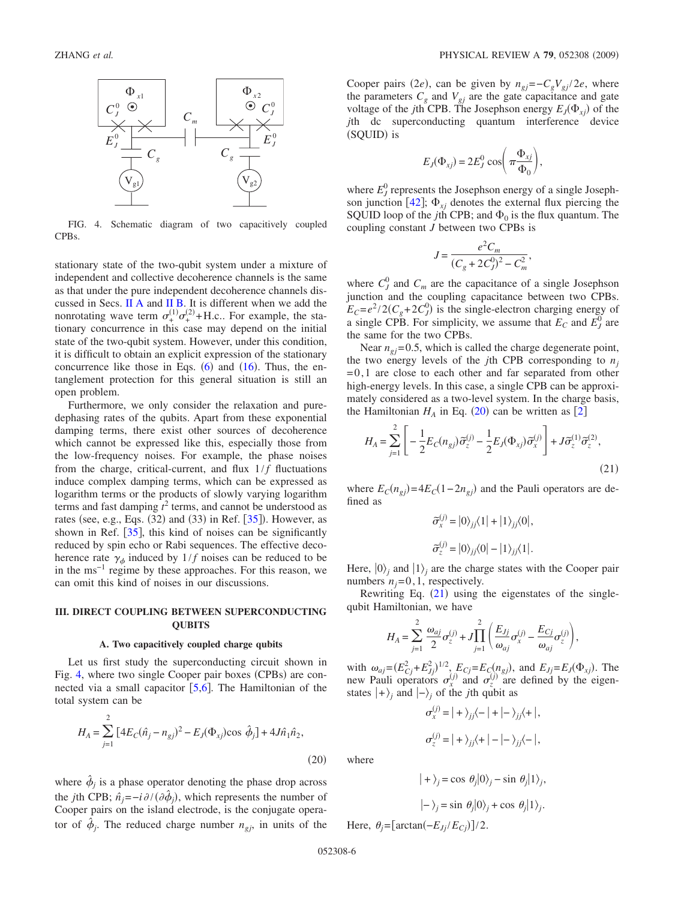FIG. 4. Schematic diagram of two capacitively coupled CPBs.

stationary state of the two-qubit system under a mixture of independent and collective decoherence channels is the same as that under the pure independent decoherence channels discussed in Secs. II A and II B. It is different when we add the nonrotating wave term $\sigma_+^{(1)}\sigma_+^{(2)}$+H.c.. For example, the stationary concurrence in this case may depend on the initial state of the two-qubit system. However, under this condition, it is difficult to obtain an explicit expression of the stationary concurrence like those in Eqs. (6) and (16). Thus, the entanglement protection for this general situation is still an open problem.

Furthermore, we only consider the relaxation and pure-dephasing rates of the qubits. Apart from these exponential damping terms, there exist other sources of decoherence which cannot be expressed like this, especially those from the low-frequency noises. For example, the phase noises from the charge, critical-current, and flux $1/f$ fluctuations induce complex damping terms, which can be expressed as logarithm terms or the products of slowly varying logarithm terms and fast damping $t^2$ terms, and cannot be understood as rates (see, e.g., Eqs. (32) and (33) in Ref. [35]). However, as shown in Ref. [35], this kind of noises can be significantly reduced by spin echo or Rabi sequences. The effective decoherence rate $\gamma_\phi$ induced by $1/f$ noises can be reduced to be in the ms$^{-1}$ regime by these approaches. For this reason, we can omit this kind of noises in our discussions.

## III. DIRECT COUPLING BETWEEN SUPERCONDUCTING QUBITS

### A. Two capacitively coupled charge qubits

Let us first study the superconducting circuit shown in Fig. 4, where two single Cooper pair boxes (CPBs) are connected via a small capacitor [5,6]. The Hamiltonian of the total system can be

$$H_A = \sum_{j=1}^{2} [4E_C(\hat{n}_j - n_{gj})^2 - E_J(\Phi_{xj})\cos\hat{\phi}_j] + 4J\hat{n}_1\hat{n}_2, \tag{20}$$

where $\hat{\phi}_j$ is a phase operator denoting the phase drop across the $j$th CPB; $\hat{n}_j = -i\partial/(\partial\hat{\phi}_j)$, which represents the number of Cooper pairs on the island electrode, is the conjugate operator of $\hat{\phi}_j$. The reduced charge number $n_{gj}$, in units of the Cooper pairs $(2e)$, can be given by $n_{gj} = -C_g V_{gj}/2e$, where the parameters $C_g$ and $V_{gj}$ are the gate capacitance and gate voltage of the $j$th CPB. The Josephson energy $E_J(\Phi_{xj})$ of the $j$th dc superconducting quantum interference device (SQUID) is

$$E_J(\Phi_{xj}) = 2E_J^0 \cos\left(\pi\frac{\Phi_{xj}}{\Phi_0}\right),$$

where $E_J^0$ represents the Josephson energy of a single Josephson junction [42]; $\Phi_{xj}$ denotes the external flux piercing the SQUID loop of the $j$th CPB; and $\Phi_0$ is the flux quantum. The coupling constant $J$ between two CPBs is

$$J = \frac{e^2 C_m}{(C_g + 2C_J^0)^2 - C_m^2},$$

where $C_J^0$ and $C_m$ are the capacitance of a single Josephson junction and the coupling capacitance between two CPBs. $E_C = e^2/2(C_g + 2C_J^0)$ is the single-electron charging energy of a single CPB. For simplicity, we assume that $E_C$ and $E_J^0$ are the same for the two CPBs.

Near $n_{gj} = 0.5$, which is called the charge degenerate point, the two energy levels of the $j$th CPB corresponding to $n_j = 0,1$ are close to each other and far separated from other high-energy levels. In this case, a single CPB can be approximately considered as a two-level system. In the charge basis, the Hamiltonian $H_A$ in Eq. (20) can be written as [2]

$$H_A = \sum_{j=1}^{2}\left[-\frac{1}{2}E_C(n_{gj})\tilde{\sigma}_z^{(j)} - \frac{1}{2}E_J(\Phi_{xj})\tilde{\sigma}_x^{(j)}\right] + J\tilde{\sigma}_z^{(1)}\tilde{\sigma}_z^{(2)}, \tag{21}$$

where $E_C(n_{gj}) = 4E_C(1 - 2n_{gj})$ and the Pauli operators are defined as

$$\tilde{\sigma}_x^{(j)} = |0\rangle_{jj}\langle 1| + |1\rangle_{jj}\langle 0|,$$

$$\tilde{\sigma}_z^{(j)} = |0\rangle_{jj}\langle 0| - |1\rangle_{jj}\langle 1|.$$

Here, $|0\rangle_j$ and $|1\rangle_j$ are the charge states with the Cooper pair numbers $n_j = 0, 1$, respectively.

Rewriting Eq. (21) using the eigenstates of the single-qubit Hamiltonian, we have

$$H_A = \sum_{j=1}^{2}\frac{\omega_{aj}}{2}\sigma_z^{(j)} + J\prod_{j=1}^{2}\left(\frac{E_{Jj}}{\omega_{aj}}\sigma_x^{(j)} - \frac{E_{Cj}}{\omega_{aj}}\sigma_z^{(j)}\right),$$

with $\omega_{aj} = (E_{Cj}^2 + E_{Jj}^2)^{1/2}$, $E_{Cj} = E_C(n_{gj})$, and $E_{Jj} = E_J(\Phi_{xj})$. The new Pauli operators $\sigma_x^{(j)}$ and $\sigma_z^{(j)}$ are defined by the eigenstates $|+\rangle_j$ and $|-\rangle_j$ of the $j$th qubit as

$$\sigma_x^{(j)} = |+\rangle_{jj}\langle -| + |-\rangle_{jj}\langle +|,$$

$$\sigma_z^{(j)} = |+\rangle_{jj}\langle +| - |-\rangle_{jj}\langle -|,$$

where

$$|+\rangle_j = \cos\theta_j|0\rangle_j - \sin\theta_j|1\rangle_j,$$

$$|-\rangle_j = \sin\theta_j|0\rangle_j + \cos\theta_j|1\rangle_j.$$

Here, $\theta_j = [\arctan(-E_{Jj}/E_{Cj})]/2$.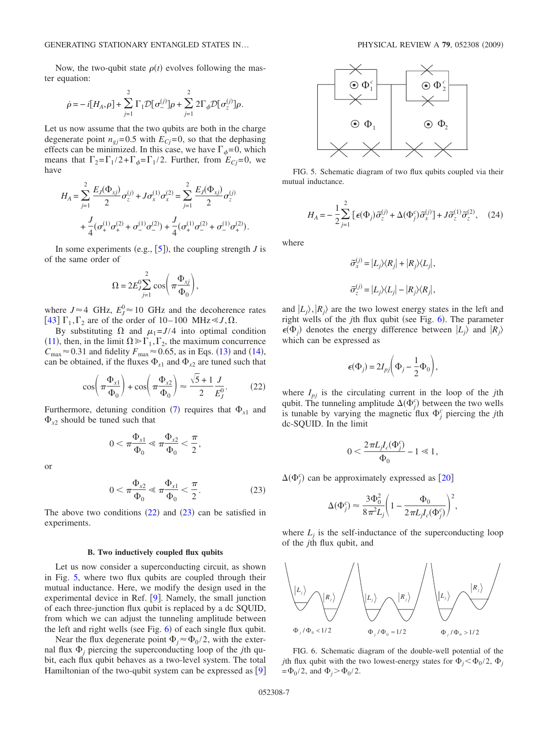Now, the two-qubit state $\rho(t)$ evolves following the master equation:

$$\dot{\rho} = -i[H_A,\rho] + \sum_{j=1}^{2} \Gamma_1 \mathcal{D}[\sigma_-^{(j)}]\rho + \sum_{j=1}^{2} 2\Gamma_\phi \mathcal{D}[\sigma_z^{(j)}]\rho.$$

Let us now assume that the two qubits are both in the charge degenerate point $n_{gj}=0.5$ with $E_{Cj}=0$, so that the dephasing effects can be minimized. In this case, we have $\Gamma_\phi=0$, which means that $\Gamma_2=\Gamma_1/2+\Gamma_\phi=\Gamma_1/2$. Further, from $E_{Cj}=0$, we have

$$H_A = \sum_{j=1}^{2} \frac{E_J(\Phi_{xj})}{2}\sigma_z^{(j)} + J\sigma_x^{(1)}\sigma_x^{(2)} = \sum_{j=1}^{2} \frac{E_J(\Phi_{xj})}{2}\sigma_z^{(j)} + \frac{J}{4}(\sigma_+^{(1)}\sigma_+^{(2)} + \sigma_-^{(1)}\sigma_-^{(2)}) + \frac{J}{4}(\sigma_+^{(1)}\sigma_-^{(2)} + \sigma_-^{(1)}\sigma_+^{(2)}).$$

In some experiments (e.g., [5]), the coupling strength $J$ is of the same order of

$$\Omega = 2E_J^0 \sum_{j=1}^{2} \cos\left(\pi \frac{\Phi_{xj}}{\Phi_0}\right),$$

where $J \approx 4$ GHz, $E_J^0 \approx 10$ GHz and the decoherence rates [43] $\Gamma_1, \Gamma_2$ are of the order of 10–100 MHz$\ll J, \Omega$.

By substituting $\Omega$ and $\mu_1 = J/4$ into optimal condition (11), then, in the limit $\Omega \gg \Gamma_1, \Gamma_2$, the maximum concurrence $C_{\max} \approx 0.31$ and fidelity $F_{\max} \approx 0.65$, as in Eqs. (13) and (14), can be obtained, if the fluxes $\Phi_{x1}$ and $\Phi_{x2}$ are tuned such that

$$\cos\left(\pi \frac{\Phi_{x1}}{\Phi_0}\right) + \cos\left(\pi \frac{\Phi_{x2}}{\Phi_0}\right) \approx \frac{\sqrt{5}+1}{2}\frac{J}{E_J^0}. \tag{22}$$

Furthermore, detuning condition (7) requires that $\Phi_{x1}$ and $\Phi_{x2}$ should be tuned such that

$$0 < \pi \frac{\Phi_{x1}}{\Phi_0} \ll \pi \frac{\Phi_{x2}}{\Phi_0} < \frac{\pi}{2},$$

or

$$0 < \pi \frac{\Phi_{x2}}{\Phi_0} \ll \pi \frac{\Phi_{x1}}{\Phi_0} < \frac{\pi}{2}. \tag{23}$$

The above two conditions (22) and (23) can be satisfied in experiments.

### B. Two inductively coupled flux qubits

Let us now consider a superconducting circuit, as shown in Fig. 5, where two flux qubits are coupled through their mutual inductance. Here, we modify the design used in the experimental device in Ref. [9]. Namely, the small junction of each three-junction flux qubit is replaced by a dc SQUID, from which we can adjust the tunneling amplitude between the left and right wells (see Fig. 6) of each single flux qubit.

Near the flux degenerate point $\Phi_j \approx \Phi_0/2$, with the external flux $\Phi_j$ piercing the superconducting loop of the $j$th qubit, each flux qubit behaves as a two-level system. The total Hamiltonian of the two-qubit system can be expressed as [9]

FIG. 5. Schematic diagram of two flux qubits coupled via their mutual inductance.

$$H_A = -\frac{1}{2}\sum_{j=1}^{2} [\epsilon(\Phi_j)\tilde{\sigma}_z^{(j)} + \Delta(\Phi_j^c)\tilde{\sigma}_x^{(j)}] + J\tilde{\sigma}_z^{(1)}\tilde{\sigma}_z^{(2)}, \tag{24}$$

where

$$\tilde{\sigma}_x^{(j)} = |L_j\rangle\langle R_j| + |R_j\rangle\langle L_j|,$$

$$\tilde{\sigma}_z^{(j)} = |L_j\rangle\langle L_j| - |R_j\rangle\langle R_j|,$$

and $|L_j\rangle, |R_j\rangle$ are the two lowest energy states in the left and right wells of the $j$th flux qubit (see Fig. 6). The parameter $\epsilon(\Phi_j)$ denotes the energy difference between $|L_j\rangle$ and $|R_j\rangle$ which can be expressed as

$$\epsilon(\Phi_j) = 2I_{pj}\left(\Phi_j - \frac{1}{2}\Phi_0\right),$$

where $I_{pj}$ is the circulating current in the loop of the $j$th qubit. The tunneling amplitude $\Delta(\Phi_j^c)$ between the two wells is tunable by varying the magnetic flux $\Phi_j^c$ piercing the $j$th dc-SQUID. In the limit

$$0 < \frac{2\pi L_j I_c(\Phi_j^c)}{\Phi_0} - 1 \ll 1,$$

$\Delta(\Phi_j^c)$ can be approximately expressed as [20]

$$\Delta(\Phi_j^c) \approx \frac{3\Phi_0^2}{8\pi^2 L_j}\left(1 - \frac{\Phi_0}{2\pi L_j I_c(\Phi_j^c)}\right)^2,$$

where $L_j$ is the self-inductance of the superconducting loop of the $j$th flux qubit, and

FIG. 6. Schematic diagram of the double-well potential of the $j$th flux qubit with the two lowest-energy states for $\Phi_j < \Phi_0/2$, $\Phi_j = \Phi_0/2$, and $\Phi_j > \Phi_0/2$.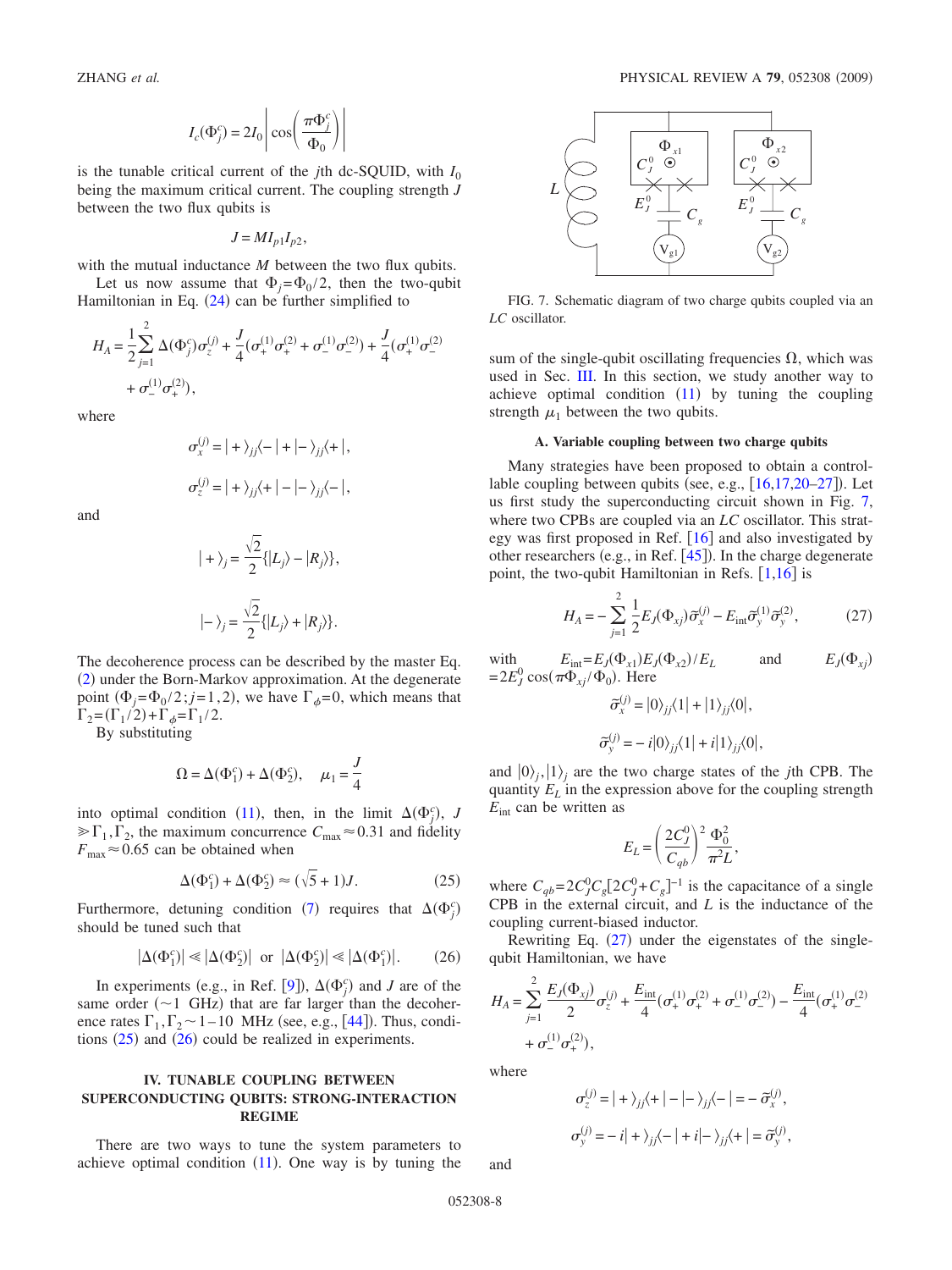$$I_c(\Phi_j^c) = 2I_0 \left| \cos\left(\frac{\pi\Phi_j^c}{\Phi_0}\right) \right|$$

is the tunable critical current of the $j$th dc-SQUID, with $I_0$ being the maximum critical current. The coupling strength $J$ between the two flux qubits is

$$J = MI_{p1}I_{p2},$$

with the mutual inductance $M$ between the two flux qubits.

Let us now assume that $\Phi_j = \Phi_0/2$, then the two-qubit Hamiltonian in Eq. (24) can be further simplified to

$$H_A = \frac{1}{2}\sum_{j=1}^{2} \Delta(\Phi_j^c)\sigma_z^{(j)} + \frac{J}{4}(\sigma_+^{(1)}\sigma_+^{(2)} + \sigma_-^{(1)}\sigma_-^{(2)}) + \frac{J}{4}(\sigma_+^{(1)}\sigma_-^{(2)} + \sigma_-^{(1)}\sigma_+^{(2)}),$$

where

$$\sigma_x^{(j)} = |+\rangle_{jj}\langle -| + |-\rangle_{jj}\langle +|,$$

$$\sigma_z^{(j)} = |+\rangle_{jj}\langle +| - |-\rangle_{jj}\langle -|,$$

and

$$|+\rangle_j = \frac{\sqrt{2}}{2}\{|L_j\rangle - |R_j\rangle\},$$

$$|-\rangle_j = \frac{\sqrt{2}}{2}\{|L_j\rangle + |R_j\rangle\}.$$

The decoherence process can be described by the master Eq. (2) under the Born-Markov approximation. At the degenerate point ($\Phi_j = \Phi_0/2; j=1,2$), we have $\Gamma_\phi = 0$, which means that $\Gamma_2 = (\Gamma_1/2) + \Gamma_\phi = \Gamma_1/2$.

By substituting

$$\Omega = \Delta(\Phi_1^c) + \Delta(\Phi_2^c), \quad \mu_1 = \frac{J}{4}$$

into optimal condition (11), then, in the limit $\Delta(\Phi_j^c)$, $J \gg \Gamma_1, \Gamma_2$, the maximum concurrence $C_{\max} \approx 0.31$ and fidelity $F_{\max} \approx 0.65$ can be obtained when

$$\Delta(\Phi_1^c) + \Delta(\Phi_2^c) \approx (\sqrt{5}+1)J. \tag{25}$$

Furthermore, detuning condition (7) requires that $\Delta(\Phi_j^c)$ should be tuned such that

$$|\Delta(\Phi_1^c)| \ll |\Delta(\Phi_2^c)| \text{ or } |\Delta(\Phi_2^c)| \ll |\Delta(\Phi_1^c)|. \tag{26}$$

In experiments (e.g., in Ref. [9]), $\Delta(\Phi_j^c)$ and $J$ are of the same order ($\sim 1$ GHz) that are far larger than the decoherence rates $\Gamma_1, \Gamma_2 \sim 1-10$ MHz (see, e.g., [44]). Thus, conditions (25) and (26) could be realized in experiments.

## IV. TUNABLE COUPLING BETWEEN SUPERCONDUCTING QUBITS: STRONG-INTERACTION REGIME

There are two ways to tune the system parameters to achieve optimal condition (11). One way is by tuning the sum of the single-qubit oscillating frequencies $\Omega$, which was used in Sec. III. In this section, we study another way to achieve optimal condition (11) by tuning the coupling strength $\mu_1$ between the two qubits.

FIG. 7. Schematic diagram of two charge qubits coupled via an $LC$ oscillator.

### A. Variable coupling between two charge qubits

Many strategies have been proposed to obtain a controllable coupling between qubits (see, e.g., [16,17,20–27]). Let us first study the superconducting circuit shown in Fig. 7, where two CPBs are coupled via an $LC$ oscillator. This strategy was first proposed in Ref. [16] and also investigated by other researchers (e.g., in Ref. [45]). In the charge degenerate point, the two-qubit Hamiltonian in Refs. [1,16] is

$$H_A = -\sum_{j=1}^{2} \frac{1}{2}E_J(\Phi_{xj})\tilde{\sigma}_x^{(j)} - E_{\text{int}}\tilde{\sigma}_y^{(1)}\tilde{\sigma}_y^{(2)}, \tag{27}$$

with $E_{\text{int}} = E_J(\Phi_{x1})E_J(\Phi_{x2})/E_L$ and $E_J(\Phi_{xj}) = 2E_J^0 \cos(\pi\Phi_{xj}/\Phi_0)$. Here

$$\tilde{\sigma}_x^{(j)} = |0\rangle_{jj}\langle 1| + |1\rangle_{jj}\langle 0|,$$

$$\tilde{\sigma}_y^{(j)} = -i|0\rangle_{jj}\langle 1| + i|1\rangle_{jj}\langle 0|,$$

and $|0\rangle_j, |1\rangle_j$ are the two charge states of the $j$th CPB. The quantity $E_L$ in the expression above for the coupling strength $E_{\text{int}}$ can be written as

$$E_L = \left(\frac{2C_J^0}{C_{qb}}\right)^2 \frac{\Phi_0^2}{\pi^2 L},$$

where $C_{qb} = 2C_J^0 C_g [2C_J^0 + C_g]^{-1}$ is the capacitance of a single CPB in the external circuit, and $L$ is the inductance of the coupling current-biased inductor.

Rewriting Eq. (27) under the eigenstates of the single-qubit Hamiltonian, we have

$$H_A = \sum_{j=1}^{2} \frac{E_J(\Phi_{xj})}{2}\sigma_z^{(j)} + \frac{E_{\text{int}}}{4}(\sigma_+^{(1)}\sigma_+^{(2)} + \sigma_-^{(1)}\sigma_-^{(2)}) - \frac{E_{\text{int}}}{4}(\sigma_+^{(1)}\sigma_-^{(2)} + \sigma_-^{(1)}\sigma_+^{(2)}),$$

where

$$\sigma_z^{(j)} = |+\rangle_{jj}\langle +| - |-\rangle_{jj}\langle -| = -\tilde{\sigma}_x^{(j)},$$

$$\sigma_y^{(j)} = -i|+\rangle_{jj}\langle -| + i|-\rangle_{jj}\langle +| = \tilde{\sigma}_y^{(j)},$$

and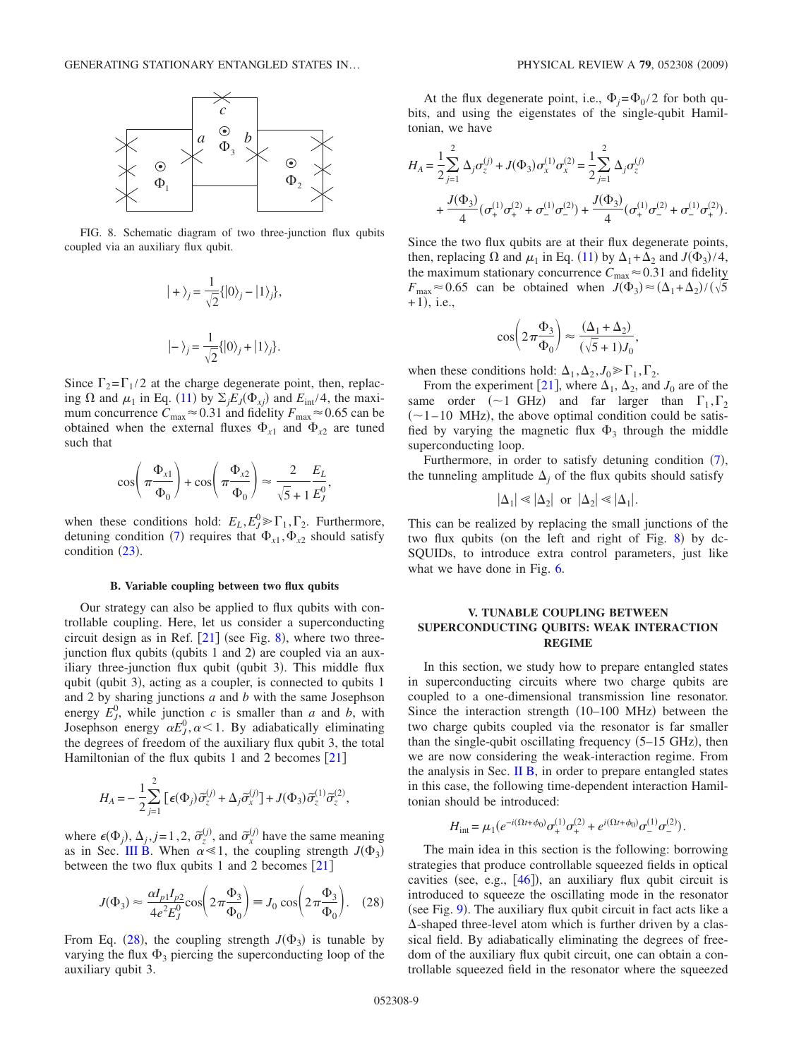FIG. 8. Schematic diagram of two three-junction flux qubits coupled via an auxiliary flux qubit.

$$|+\rangle_j = \frac{1}{\sqrt{2}}\{|0\rangle_j - |1\rangle_j\},$$

$$|-\rangle_j = \frac{1}{\sqrt{2}}\{|0\rangle_j + |1\rangle_j\}.$$

Since $\Gamma_2 = \Gamma_1/2$ at the charge degenerate point, then, replacing $\Omega$ and $\mu_1$ in Eq. (11) by $\Sigma_j E_J(\Phi_{xj})$ and $E_{\rm int}/4$, the maximum concurrence $C_{\max} \approx 0.31$ and fidelity $F_{\max} \approx 0.65$ can be obtained when the external fluxes $\Phi_{x1}$ and $\Phi_{x2}$ are tuned such that

$$\cos\left(\pi\frac{\Phi_{x1}}{\Phi_0}\right) + \cos\left(\pi\frac{\Phi_{x2}}{\Phi_0}\right) \approx \frac{2}{\sqrt{5}+1}\frac{E_L}{E_J^0},$$

when these conditions hold: $E_L, E_J^0 \gg \Gamma_1, \Gamma_2$. Furthermore, detuning condition (7) requires that $\Phi_{x1}, \Phi_{x2}$ should satisfy condition (23).

### B. Variable coupling between two flux qubits

Our strategy can also be applied to flux qubits with controllable coupling. Here, let us consider a superconducting circuit design as in Ref. [21] (see Fig. 8), where two three-junction flux qubits (qubits 1 and 2) are coupled via an auxiliary three-junction flux qubit (qubit 3). This middle flux qubit (qubit 3), acting as a coupler, is connected to qubits 1 and 2 by sharing junctions $a$ and $b$ with the same Josephson energy $E_J^0$, while junction $c$ is smaller than $a$ and $b$, with Josephson energy $\alpha E_J^0, \alpha < 1$. By adiabatically eliminating the degrees of freedom of the auxiliary flux qubit 3, the total Hamiltonian of the flux qubits 1 and 2 becomes [21]

$$H_A = -\frac{1}{2}\sum_{j=1}^{2}\left[\epsilon(\Phi_j)\tilde{\sigma}_z^{(j)} + \Delta_j\tilde{\sigma}_x^{(j)}\right] + J(\Phi_3)\tilde{\sigma}_z^{(1)}\tilde{\sigma}_z^{(2)},$$

where $\epsilon(\Phi_j)$, $\Delta_j, j=1,2$, $\tilde{\sigma}_z^{(j)}$, and $\tilde{\sigma}_x^{(j)}$ have the same meaning as in Sec. III B. When $\alpha \ll 1$, the coupling strength $J(\Phi_3)$ between the two flux qubits 1 and 2 becomes [21]

$$J(\Phi_3) \approx \frac{\alpha I_{p1} I_{p2}}{4e^2 E_J^0}\cos\left(2\pi\frac{\Phi_3}{\Phi_0}\right) \equiv J_0\cos\left(2\pi\frac{\Phi_3}{\Phi_0}\right). \quad (28)$$

From Eq. (28), the coupling strength $J(\Phi_3)$ is tunable by varying the flux $\Phi_3$ piercing the superconducting loop of the auxiliary qubit 3.

At the flux degenerate point, i.e., $\Phi_j = \Phi_0/2$ for both qubits, and using the eigenstates of the single-qubit Hamiltonian, we have

$$H_A = \frac{1}{2}\sum_{j=1}^{2}\Delta_j\sigma_z^{(j)} + J(\Phi_3)\sigma_x^{(1)}\sigma_x^{(2)} = \frac{1}{2}\sum_{j=1}^{2}\Delta_j\sigma_z^{(j)} + \frac{J(\Phi_3)}{4}(\sigma_+^{(1)}\sigma_+^{(2)} + \sigma_-^{(1)}\sigma_-^{(2)}) + \frac{J(\Phi_3)}{4}(\sigma_+^{(1)}\sigma_-^{(2)} + \sigma_-^{(1)}\sigma_+^{(2)}).$$

Since the two flux qubits are at their flux degenerate points, then, replacing $\Omega$ and $\mu_1$ in Eq. (11) by $\Delta_1 + \Delta_2$ and $J(\Phi_3)/4$, the maximum stationary concurrence $C_{\max} \approx 0.31$ and fidelity $F_{\max} \approx 0.65$ can be obtained when $J(\Phi_3) \approx (\Delta_1 + \Delta_2)/(\sqrt{5}+1)$, i.e.,

$$\cos\left(2\pi\frac{\Phi_3}{\Phi_0}\right) \approx \frac{(\Delta_1 + \Delta_2)}{(\sqrt{5}+1)J_0},$$

when these conditions hold: $\Delta_1, \Delta_2, J_0 \gg \Gamma_1, \Gamma_2$.

From the experiment [21], where $\Delta_1$, $\Delta_2$, and $J_0$ are of the same order ($\sim 1$ GHz) and far larger than $\Gamma_1, \Gamma_2$ ($\sim 1$–$10$ MHz), the above optimal condition could be satisfied by varying the magnetic flux $\Phi_3$ through the middle superconducting loop.

Furthermore, in order to satisfy detuning condition (7), the tunneling amplitude $\Delta_j$ of the flux qubits should satisfy

$$|\Delta_1| \ll |\Delta_2| \text{ or } |\Delta_2| \ll |\Delta_1|.$$

This can be realized by replacing the small junctions of the two flux qubits (on the left and right of Fig. 8) by dc-SQUIDs, to introduce extra control parameters, just like what we have done in Fig. 6.

## V. TUNABLE COUPLING BETWEEN SUPERCONDUCTING QUBITS: WEAK INTERACTION REGIME

In this section, we study how to prepare entangled states in superconducting circuits where two charge qubits are coupled to a one-dimensional transmission line resonator. Since the interaction strength (10–100 MHz) between the two charge qubits coupled via the resonator is far smaller than the single-qubit oscillating frequency (5–15 GHz), then we are now considering the weak-interaction regime. From the analysis in Sec. II B, in order to prepare entangled states in this case, the following time-dependent interaction Hamiltonian should be introduced:

$$H_{\rm int} = \mu_1\left(e^{-i(\Omega t + \phi_0)}\sigma_+^{(1)}\sigma_+^{(2)} + e^{i(\Omega t + \phi_0)}\sigma_-^{(1)}\sigma_-^{(2)}\right).$$

The main idea in this section is the following: borrowing strategies that produce controllable squeezed fields in optical cavities (see, e.g., [46]), an auxiliary flux qubit circuit is introduced to squeeze the oscillating mode in the resonator (see Fig. 9). The auxiliary flux qubit circuit in fact acts like a $\Delta$-shaped three-level atom which is further driven by a classical field. By adiabatically eliminating the degrees of freedom of the auxiliary flux qubit circuit, one can obtain a controllable squeezed field in the resonator where the squeezed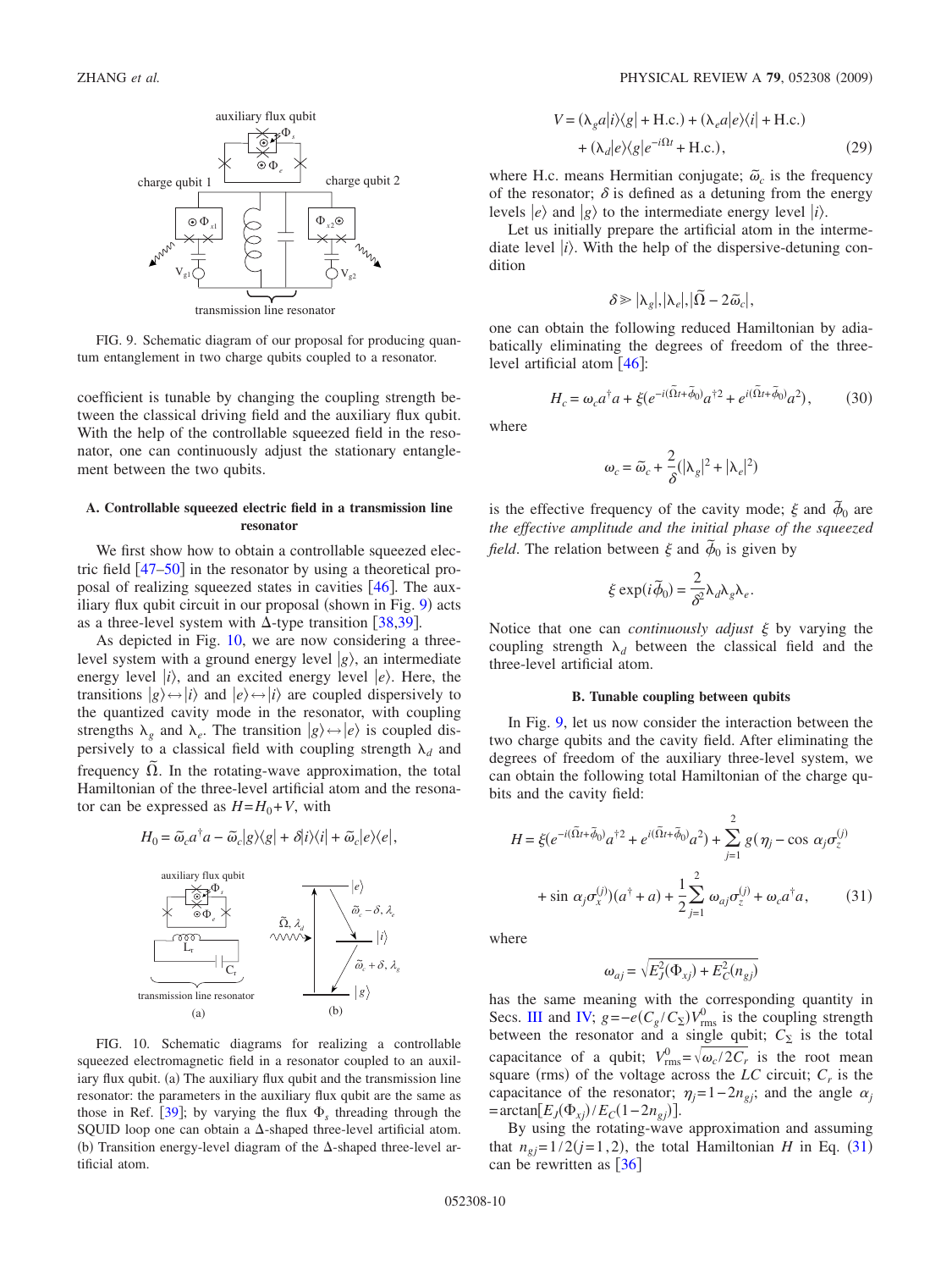FIG. 9. Schematic diagram of our proposal for producing quantum entanglement in two charge qubits coupled to a resonator.

coefficient is tunable by changing the coupling strength between the classical driving field and the auxiliary flux qubit. With the help of the controllable squeezed field in the resonator, one can continuously adjust the stationary entanglement between the two qubits.

### A. Controllable squeezed electric field in a transmission line resonator

We first show how to obtain a controllable squeezed electric field [47–50] in the resonator by using a theoretical proposal of realizing squeezed states in cavities [46]. The auxiliary flux qubit circuit in our proposal (shown in Fig. 9) acts as a three-level system with $\Delta$-type transition [38,39].

As depicted in Fig. 10, we are now considering a three-level system with a ground energy level $|g\rangle$, an intermediate energy level $|i\rangle$, and an excited energy level $|e\rangle$. Here, the transitions $|g\rangle \leftrightarrow |i\rangle$ and $|e\rangle \leftrightarrow |i\rangle$ are coupled dispersively to the quantized cavity mode in the resonator, with coupling strengths $\lambda_g$ and $\lambda_e$. The transition $|g\rangle \leftrightarrow |e\rangle$ is coupled dispersively to a classical field with coupling strength $\lambda_d$ and frequency $\tilde{\Omega}$. In the rotating-wave approximation, the total Hamiltonian of the three-level artificial atom and the resonator can be expressed as $H = H_0 + V$, with

$$H_0 = \tilde{\omega}_c a^\dagger a - \tilde{\omega}_c |g\rangle\langle g| + \delta |i\rangle\langle i| + \tilde{\omega}_c |e\rangle\langle e|,$$

FIG. 10. Schematic diagrams for realizing a controllable squeezed electromagnetic field in a resonator coupled to an auxiliary flux qubit. (a) The auxiliary flux qubit and the transmission line resonator: the parameters in the auxiliary flux qubit are the same as those in Ref. [39]; by varying the flux $\Phi_s$ threading through the SQUID loop one can obtain a $\Delta$-shaped three-level artificial atom. (b) Transition energy-level diagram of the $\Delta$-shaped three-level artificial atom.

$$V = (\lambda_g a |i\rangle\langle g| + \text{H.c.}) + (\lambda_e a |e\rangle\langle i| + \text{H.c.}) + (\lambda_d |e\rangle\langle g| e^{-i\tilde{\Omega} t} + \text{H.c.}), \tag{29}$$

where H.c. means Hermitian conjugate; $\tilde{\omega}_c$ is the frequency of the resonator; $\delta$ is defined as a detuning from the energy levels $|e\rangle$ and $|g\rangle$ to the intermediate energy level $|i\rangle$.

Let us initially prepare the artificial atom in the intermediate level $|i\rangle$. With the help of the dispersive-detuning condition

$$\delta \gg |\lambda_g|, |\lambda_e|, |\tilde{\Omega} - 2\tilde{\omega}_c|,$$

one can obtain the following reduced Hamiltonian by adiabatically eliminating the degrees of freedom of the three-level artificial atom [46]:

$$H_c = \omega_c a^\dagger a + \xi (e^{-i(\tilde{\Omega} t + \tilde{\phi}_0)} a^{\dagger 2} + e^{i(\tilde{\Omega} t + \tilde{\phi}_0)} a^2), \tag{30}$$

where

$$\omega_c = \tilde{\omega}_c + \frac{2}{\delta}(|\lambda_g|^2 + |\lambda_e|^2)$$

is the effective frequency of the cavity mode; $\xi$ and $\tilde{\phi}_0$ are *the effective amplitude and the initial phase of the squeezed field*. The relation between $\xi$ and $\tilde{\phi}_0$ is given by

$$\xi \exp(i\tilde{\phi}_0) = \frac{2}{\delta^2} \lambda_d \lambda_g \lambda_e.$$

Notice that one can *continuously adjust* $\xi$ by varying the coupling strength $\lambda_d$ between the classical field and the three-level artificial atom.

### B. Tunable coupling between qubits

In Fig. 9, let us now consider the interaction between the two charge qubits and the cavity field. After eliminating the degrees of freedom of the auxiliary three-level system, we can obtain the following total Hamiltonian of the charge qubits and the cavity field:

$$H = \xi (e^{-i(\tilde{\Omega} t + \tilde{\phi}_0)} a^{\dagger 2} + e^{i(\tilde{\Omega} t + \tilde{\phi}_0)} a^2) + \sum_{j=1}^{2} g(\eta_j - \cos \alpha_j \sigma_z^{(j)} + \sin \alpha_j \sigma_x^{(j)})(a^\dagger + a) + \frac{1}{2} \sum_{j=1}^{2} \omega_{aj} \sigma_z^{(j)} + \omega_c a^\dagger a, \tag{31}$$

where

$$\omega_{aj} = \sqrt{E_J^2(\Phi_{xj}) + E_C^2(n_{gj})}$$

has the same meaning with the corresponding quantity in Secs. III and IV; $g = -e(C_g/C_\Sigma)V_{\text{rms}}^0$ is the coupling strength between the resonator and a single qubit; $C_\Sigma$ is the total capacitance of a qubit; $V_{\text{rms}}^0 = \sqrt{\omega_c / 2C_r}$ is the root mean square (rms) of the voltage across the $LC$ circuit; $C_r$ is the capacitance of the resonator; $\eta_j = 1 - 2n_{gj}$; and the angle $\alpha_j = \arctan[E_J(\Phi_{xj})/E_C(1 - 2n_{gj})]$.

By using the rotating-wave approximation and assuming that $n_{gj} = 1/2 (j = 1, 2)$, the total Hamiltonian $H$ in Eq. (31) can be rewritten as [36]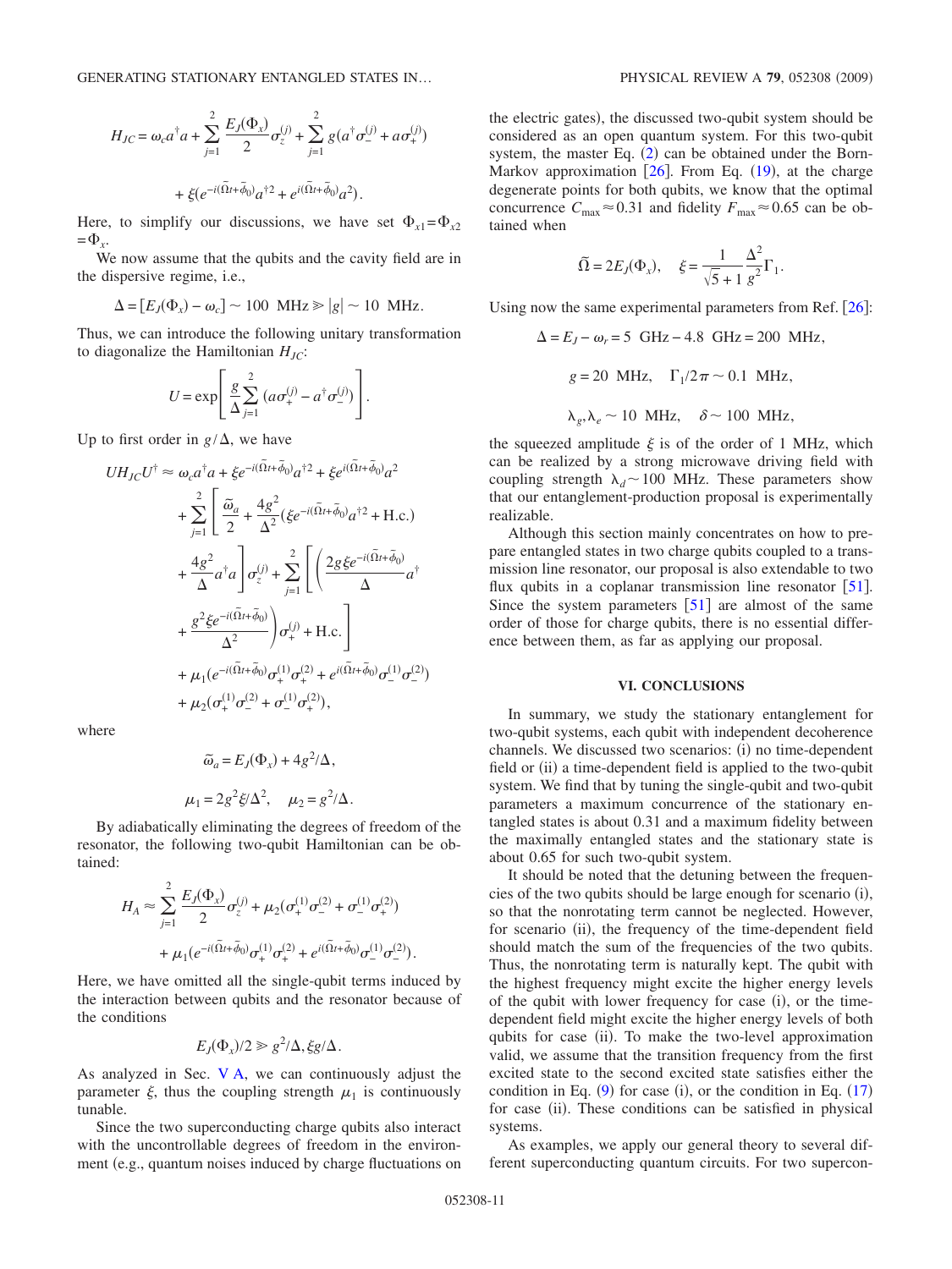$$H_{JC} = \omega_c a^\dagger a + \sum_{j=1}^{2} \frac{E_J(\Phi_x)}{2}\sigma_z^{(j)} + \sum_{j=1}^{2} g(a^\dagger \sigma_-^{(j)} + a\sigma_+^{(j)})$$

$$+ \xi(e^{-i(\tilde{\Omega}t+\tilde{\phi}_0)}a^{\dagger 2} + e^{i(\tilde{\Omega}t+\tilde{\phi}_0)}a^2).$$

Here, to simplify our discussions, we have set $\Phi_{x1}=\Phi_{x2}=\Phi_x$.

We now assume that the qubits and the cavity field are in the dispersive regime, i.e.,

$$\Delta = [E_J(\Phi_x) - \omega_c] \sim 100 \text{ MHz} \gg |g| \sim 10 \text{ MHz}.$$

Thus, we can introduce the following unitary transformation to diagonalize the Hamiltonian $H_{JC}$:

$$U = \exp\left[\frac{g}{\Delta}\sum_{j=1}^{2}(a\sigma_+^{(j)} - a^\dagger \sigma_-^{(j)})\right].$$

Up to first order in $g/\Delta$, we have

$$\begin{aligned}
UH_{JC}U^\dagger \approx\ & \omega_c a^\dagger a + \xi e^{-i(\tilde{\Omega}t+\tilde{\phi}_0)}a^{\dagger 2} + \xi e^{i(\tilde{\Omega}t+\tilde{\phi}_0)}a^2 \\
& + \sum_{j=1}^{2}\left[\frac{\tilde{\omega}_a}{2} + \frac{4g^2}{\Delta^2}(\xi e^{-i(\tilde{\Omega}t+\tilde{\phi}_0)}a^{\dagger 2} + \text{H.c.})\right. \\
& \left. + \frac{4g^2}{\Delta}a^\dagger a\right]\sigma_z^{(j)} + \sum_{j=1}^{2}\left[\left(\frac{2g\xi e^{-i(\tilde{\Omega}t+\tilde{\phi}_0)}}{\Delta}a^\dagger\right.\right. \\
& \left.\left. + \frac{g^2\xi e^{-i(\tilde{\Omega}t+\tilde{\phi}_0)}}{\Delta^2}\right)\sigma_+^{(j)} + \text{H.c.}\right] \\
& + \mu_1(e^{-i(\tilde{\Omega}t+\tilde{\phi}_0)}\sigma_+^{(1)}\sigma_+^{(2)} + e^{i(\tilde{\Omega}t+\tilde{\phi}_0)}\sigma_-^{(1)}\sigma_-^{(2)}) \\
& + \mu_2(\sigma_+^{(1)}\sigma_-^{(2)} + \sigma_-^{(1)}\sigma_+^{(2)}),
\end{aligned}$$

where

$$\tilde{\omega}_a = E_J(\Phi_x) + 4g^2/\Delta,$$

$$\mu_1 = 2g^2\xi/\Delta^2, \quad \mu_2 = g^2/\Delta.$$

By adiabatically eliminating the degrees of freedom of the resonator, the following two-qubit Hamiltonian can be obtained:

$$\begin{aligned}
H_A \approx\ & \sum_{j=1}^{2}\frac{E_J(\Phi_x)}{2}\sigma_z^{(j)} + \mu_2(\sigma_+^{(1)}\sigma_-^{(2)} + \sigma_-^{(1)}\sigma_+^{(2)}) \\
& + \mu_1(e^{-i(\tilde{\Omega}t+\tilde{\phi}_0)}\sigma_+^{(1)}\sigma_+^{(2)} + e^{i(\tilde{\Omega}t+\tilde{\phi}_0)}\sigma_-^{(1)}\sigma_-^{(2)}).
\end{aligned}$$

Here, we have omitted all the single-qubit terms induced by the interaction between qubits and the resonator because of the conditions

$$E_J(\Phi_x)/2 \gg g^2/\Delta, \xi g/\Delta.$$

As analyzed in Sec. V A, we can continuously adjust the parameter $\xi$, thus the coupling strength $\mu_1$ is continuously tunable.

Since the two superconducting charge qubits also interact with the uncontrollable degrees of freedom in the environment (e.g., quantum noises induced by charge fluctuations on the electric gates), the discussed two-qubit system should be considered as an open quantum system. For this two-qubit system, the master Eq. (2) can be obtained under the Born-Markov approximation [26]. From Eq. (19), at the charge degenerate points for both qubits, we know that the optimal concurrence $C_{\max} \approx 0.31$ and fidelity $F_{\max} \approx 0.65$ can be obtained when

$$\tilde{\Omega} = 2E_J(\Phi_x), \quad \xi = \frac{1}{\sqrt{5}+1}\frac{\Delta^2}{g^2}\Gamma_1.$$

Using now the same experimental parameters from Ref. [26]:

$$\Delta = E_J - \omega_r = 5 \text{ GHz} - 4.8 \text{ GHz} = 200 \text{ MHz},$$

$$g = 20 \text{ MHz}, \quad \Gamma_1/2\pi \sim 0.1 \text{ MHz},$$

$$\lambda_g, \lambda_e \sim 10 \text{ MHz}, \quad \delta \sim 100 \text{ MHz},$$

the squeezed amplitude $\xi$ is of the order of 1 MHz, which can be realized by a strong microwave driving field with coupling strength $\lambda_d \sim 100$ MHz. These parameters show that our entanglement-production proposal is experimentally realizable.

Although this section mainly concentrates on how to prepare entangled states in two charge qubits coupled to a transmission line resonator, our proposal is also extendable to two flux qubits in a coplanar transmission line resonator [51]. Since the system parameters [51] are almost of the same order of those for charge qubits, there is no essential difference between them, as far as applying our proposal.

## VI. CONCLUSIONS

In summary, we study the stationary entanglement for two-qubit systems, each qubit with independent decoherence channels. We discussed two scenarios: (i) no time-dependent field or (ii) a time-dependent field is applied to the two-qubit system. We find that by tuning the single-qubit and two-qubit parameters a maximum concurrence of the stationary entangled states is about 0.31 and a maximum fidelity between the maximally entangled states and the stationary state is about 0.65 for such two-qubit system.

It should be noted that the detuning between the frequencies of the two qubits should be large enough for scenario (i), so that the nonrotating term cannot be neglected. However, for scenario (ii), the frequency of the time-dependent field should match the sum of the frequencies of the two qubits. Thus, the nonrotating term is naturally kept. The qubit with the highest frequency might excite the higher energy levels of the qubit with lower frequency for case (i), or the time-dependent field might excite the higher energy levels of both qubits for case (ii). To make the two-level approximation valid, we assume that the transition frequency from the first excited state to the second excited state satisfies either the condition in Eq. (9) for case (i), or the condition in Eq. (17) for case (ii). These conditions can be satisfied in physical systems.

As examples, we apply our general theory to several different superconducting quantum circuits. For two supercon-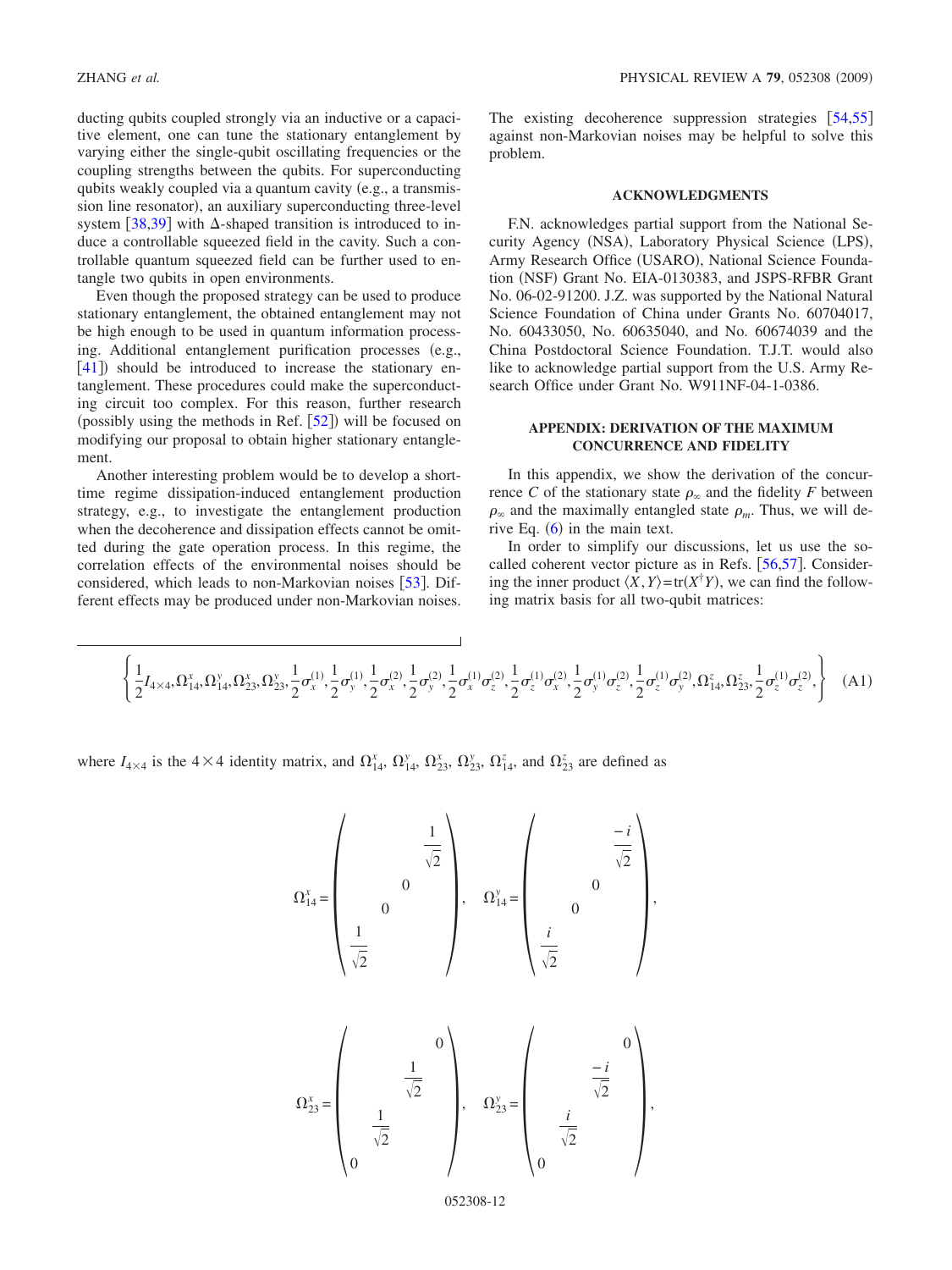ducting qubits coupled strongly via an inductive or a capacitive element, one can tune the stationary entanglement by varying either the single-qubit oscillating frequencies or the coupling strengths between the qubits. For superconducting qubits weakly coupled via a quantum cavity (e.g., a transmission line resonator), an auxiliary superconducting three-level system [38,39] with Δ-shaped transition is introduced to induce a controllable squeezed field in the cavity. Such a controllable quantum squeezed field can be further used to entangle two qubits in open environments.

Even though the proposed strategy can be used to produce stationary entanglement, the obtained entanglement may not be high enough to be used in quantum information processing. Additional entanglement purification processes (e.g., [41]) should be introduced to increase the stationary entanglement. These procedures could make the superconducting circuit too complex. For this reason, further research (possibly using the methods in Ref. [52]) will be focused on modifying our proposal to obtain higher stationary entanglement.

Another interesting problem would be to develop a short-time regime dissipation-induced entanglement production strategy, e.g., to investigate the entanglement production when the decoherence and dissipation effects cannot be omitted during the gate operation process. In this regime, the correlation effects of the environmental noises should be considered, which leads to non-Markovian noises [53]. Different effects may be produced under non-Markovian noises. The existing decoherence suppression strategies [54,55] against non-Markovian noises may be helpful to solve this problem.

## ACKNOWLEDGMENTS

F.N. acknowledges partial support from the National Security Agency (NSA), Laboratory Physical Science (LPS), Army Research Office (USARO), National Science Foundation (NSF) Grant No. EIA-0130383, and JSPS-RFBR Grant No. 06-02-91200. J.Z. was supported by the National Natural Science Foundation of China under Grants No. 60704017, No. 60433050, No. 60635040, and No. 60674039 and the China Postdoctoral Science Foundation. T.J.T. would also like to acknowledge partial support from the U.S. Army Research Office under Grant No. W911NF-04-1-0386.

## APPENDIX: DERIVATION OF THE MAXIMUM CONCURRENCE AND FIDELITY

In this appendix, we show the derivation of the concurrence $C$ of the stationary state $\rho_\infty$ and the fidelity $F$ between $\rho_\infty$ and the maximally entangled state $\rho_m$. Thus, we will derive Eq. (6) in the main text.

In order to simplify our discussions, let us use the so-called coherent vector picture as in Refs. [56,57]. Considering the inner product $\langle X,Y\rangle = \mathrm{tr}(X^\dagger Y)$, we can find the following matrix basis for all two-qubit matrices:

$$\left\{\frac{1}{2}I_{4\times4},\Omega_{14}^x,\Omega_{14}^y,\Omega_{23}^x,\Omega_{23}^y,\frac{1}{2}\sigma_x^{(1)},\frac{1}{2}\sigma_y^{(1)},\frac{1}{2}\sigma_x^{(2)},\frac{1}{2}\sigma_y^{(2)},\frac{1}{2}\sigma_x^{(1)}\sigma_z^{(2)},\frac{1}{2}\sigma_z^{(1)}\sigma_x^{(2)},\frac{1}{2}\sigma_y^{(1)}\sigma_z^{(2)},\frac{1}{2}\sigma_z^{(1)}\sigma_y^{(2)},\Omega_{14}^z,\Omega_{23}^z,\frac{1}{2}\sigma_z^{(1)}\sigma_z^{(2)},\right\} \quad \text{(A1)}$$

where $I_{4\times4}$ is the $4\times4$ identity matrix, and $\Omega_{14}^x$, $\Omega_{14}^y$, $\Omega_{23}^x$, $\Omega_{23}^y$, $\Omega_{14}^z$, and $\Omega_{23}^z$ are defined as

$$\Omega_{14}^x = \begin{pmatrix} & & & \frac{1}{\sqrt{2}} \\ & & 0 & \\ & 0 & & \\ \frac{1}{\sqrt{2}} & & & \end{pmatrix}, \quad \Omega_{14}^y = \begin{pmatrix} & & & \frac{-i}{\sqrt{2}} \\ & & 0 & \\ & 0 & & \\ \frac{i}{\sqrt{2}} & & & \end{pmatrix},$$

$$\Omega_{23}^x = \begin{pmatrix} & & & 0 \\ & & \frac{1}{\sqrt{2}} & \\ & \frac{1}{\sqrt{2}} & & \\ 0 & & & \end{pmatrix}, \quad \Omega_{23}^y = \begin{pmatrix} & & & 0 \\ & & \frac{-i}{\sqrt{2}} & \\ & \frac{i}{\sqrt{2}} & & \\ 0 & & & \end{pmatrix},$$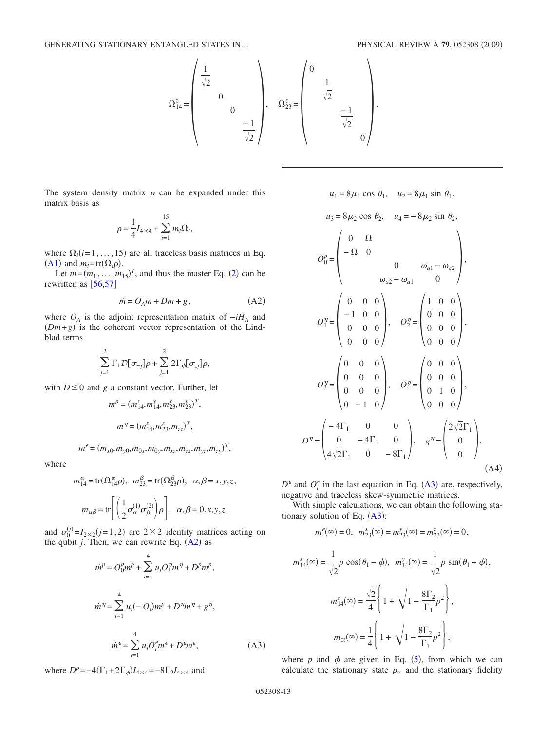$$
\Omega_{14}^z = \begin{pmatrix} \frac{1}{\sqrt{2}} & & & \\ & 0 & & \\ & & 0 & \\ & & & \frac{-1}{\sqrt{2}} \end{pmatrix}, \quad \Omega_{23}^z = \begin{pmatrix} 0 & & & \\ & \frac{1}{\sqrt{2}} & & \\ & & \frac{-1}{\sqrt{2}} & \\ & & & 0 \end{pmatrix}.
$$

The system density matrix $\rho$ can be expanded under this matrix basis as

$$
\rho = \frac{1}{4} I_{4\times 4} + \sum_{i=1}^{15} m_i \Omega_i,
$$

where $\Omega_i (i=1,\ldots,15)$ are all traceless basis matrices in Eq. (A1) and $m_i = \mathrm{tr}(\Omega_i \rho)$.

Let $m = (m_1, \ldots, m_{15})^T$, and thus the master Eq. (2) can be rewritten as [56,57]

$$
\dot{m} = O_A m + Dm + g, \tag{A2}
$$

where $O_A$ is the adjoint representation matrix of $-iH_A$ and $(Dm+g)$ is the coherent vector representation of the Lindblad terms

$$
\sum_{j=1}^{2} \Gamma_1 \mathcal{D}[\sigma_{-j}]\rho + \sum_{j=1}^{2} 2\Gamma_\phi [\sigma_{zj}]\rho,
$$

with $D \leq 0$ and $g$ a constant vector. Further, let

$$
m^p = (m_{14}^x, m_{14}^y, m_{23}^x, m_{23}^y)^T,
$$

$$
m^\eta = (m_{14}^z, m_{23}^z, m_{zz})^T,
$$

$$
m^\epsilon = (m_{x0}, m_{y0}, m_{0x}, m_{0y}, m_{xz}, m_{zx}, m_{yz}, m_{zy})^T,
$$

where

$$
m_{14}^\alpha = \mathrm{tr}(\Omega_{14}^\alpha \rho), \;\; m_{23}^\beta = \mathrm{tr}(\Omega_{23}^\beta \rho), \;\; \alpha, \beta = x, y, z,
$$

$$
m_{\alpha\beta} = \mathrm{tr}\left[ \left( \frac{1}{2} \sigma_\alpha^{(1)} \sigma_\beta^{(2)} \right) \rho \right], \;\; \alpha, \beta = 0, x, y, z,
$$

and $\sigma_0^{(j)} = I_{2\times 2} (j=1,2)$ are $2\times 2$ identity matrices acting on the qubit $j$. Then, we can rewrite Eq. (A2) as

$$
\dot{m}^p = O_0^p m^p + \sum_{i=1}^{4} u_i O_i^\eta m^\eta + D^p m^p,
$$

$$
\dot{m}^\eta = \sum_{i=1}^{4} u_i (-O_i) m^p + D^\eta m^\eta + g^\eta,
$$

$$
\dot{m}^\epsilon = \sum_{i=1}^{4} u_i O_i^\epsilon m^\epsilon + D^\epsilon m^\epsilon, \tag{A3}
$$

where $D^p = -4(\Gamma_1 + 2\Gamma_\phi) I_{4\times 4} = -8\Gamma_2 I_{4\times 4}$ and

$$
u_1 = 8\mu_1 \cos\theta_1, \quad u_2 = 8\mu_1 \sin\theta_1,
$$

$$
u_3 = 8\mu_2 \cos\theta_2, \quad u_4 = -8\mu_2 \sin\theta_2,
$$

$$
O_0^p = \begin{pmatrix} 0 & \Omega & & \\ -\Omega & 0 & & \\ & & 0 & \omega_{a1} - \omega_{a2} \\ & & \omega_{a2} - \omega_{a1} & 0 \end{pmatrix},
$$

$$
O_1^\eta = \begin{pmatrix} 0 & 0 & 0 \\ -1 & 0 & 0 \\ 0 & 0 & 0 \\ 0 & 0 & 0 \end{pmatrix}, \quad O_2^\eta = \begin{pmatrix} 1 & 0 & 0 \\ 0 & 0 & 0 \\ 0 & 0 & 0 \\ 0 & 0 & 0 \end{pmatrix},
$$

$$
O_3^\eta = \begin{pmatrix} 0 & 0 & 0 \\ 0 & 0 & 0 \\ 0 & 0 & 0 \\ 0 & -1 & 0 \end{pmatrix}, \quad O_4^\eta = \begin{pmatrix} 0 & 0 & 0 \\ 0 & 0 & 0 \\ 0 & 1 & 0 \\ 0 & 0 & 0 \end{pmatrix},
$$

$$
D^\eta = \begin{pmatrix} -4\Gamma_1 & 0 & 0 \\ 0 & -4\Gamma_1 & 0 \\ 4\sqrt{2}\Gamma_1 & 0 & -8\Gamma_1 \end{pmatrix}, \quad g^\eta = \begin{pmatrix} 2\sqrt{2}\Gamma_1 \\ 0 \\ 0 \end{pmatrix}. \tag{A4}
$$

$D^\epsilon$ and $O_i^\epsilon$ in the last equation in Eq. (A3) are, respectively, negative and traceless skew-symmetric matrices.

With simple calculations, we can obtain the following stationary solution of Eq. (A3):

$$
m^\epsilon(\infty) = 0, \;\; m_{23}^x(\infty) = m_{23}^y(\infty) = m_{23}^z(\infty) = 0,
$$

$$
m_{14}^x(\infty) = \frac{1}{\sqrt{2}} p \cos(\theta_1 - \phi), \;\; m_{14}^y(\infty) = \frac{1}{\sqrt{2}} p \sin(\theta_1 - \phi),
$$

$$
m_{14}^z(\infty) = \frac{\sqrt{2}}{4} \left\{ 1 + \sqrt{1 - \frac{8\Gamma_2}{\Gamma_1} p^2} \right\},
$$

$$
m_{zz}(\infty) = \frac{1}{4} \left\{ 1 + \sqrt{1 - \frac{8\Gamma_2}{\Gamma_1} p^2} \right\},
$$

where $p$ and $\phi$ are given in Eq. (5), from which we can calculate the stationary state $\rho_\infty$ and the stationary fidelity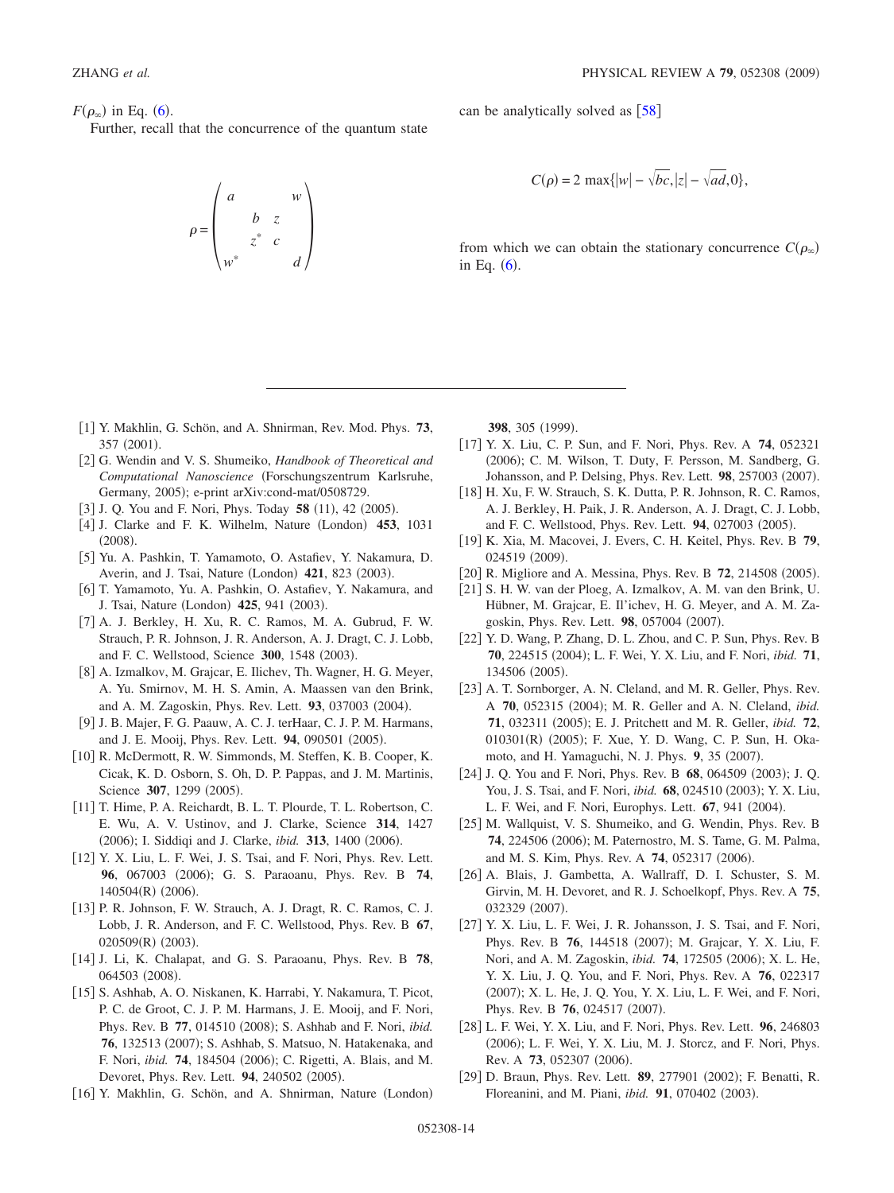$F(\rho_\infty)$ in Eq. (6).

Further, recall that the concurrence of the quantum state

$$\rho = \begin{pmatrix} a & & & w \\ & b & z & \\ & z^* & c & \\ w^* & & & d \end{pmatrix}$$

can be analytically solved as [58]

$$C(\rho) = 2\max\{|w| - \sqrt{bc}, |z| - \sqrt{ad}, 0\},$$

from which we can obtain the stationary concurrence $C(\rho_\infty)$ in Eq. (6).

---

[1] Y. Makhlin, G. Schön, and A. Shnirman, Rev. Mod. Phys. **73**, 357 (2001).

[2] G. Wendin and V. S. Shumeiko, *Handbook of Theoretical and Computational Nanoscience* (Forschungszentrum Karlsruhe, Germany, 2005); e-print arXiv:cond-mat/0508729.

[3] J. Q. You and F. Nori, Phys. Today **58** (11), 42 (2005).

[4] J. Clarke and F. K. Wilhelm, Nature (London) **453**, 1031 (2008).

[5] Yu. A. Pashkin, T. Yamamoto, O. Astafiev, Y. Nakamura, D. Averin, and J. Tsai, Nature (London) **421**, 823 (2003).

[6] T. Yamamoto, Yu. A. Pashkin, O. Astafiev, Y. Nakamura, and J. Tsai, Nature (London) **425**, 941 (2003).

[7] A. J. Berkley, H. Xu, R. C. Ramos, M. A. Gubrud, F. W. Strauch, P. R. Johnson, J. R. Anderson, A. J. Dragt, C. J. Lobb, and F. C. Wellstood, Science **300**, 1548 (2003).

[8] A. Izmalkov, M. Grajcar, E. Ilichev, Th. Wagner, H. G. Meyer, A. Yu. Smirnov, M. H. S. Amin, A. Maassen van den Brink, and A. M. Zagoskin, Phys. Rev. Lett. **93**, 037003 (2004).

[9] J. B. Majer, F. G. Paauw, A. C. J. terHaar, C. J. P. M. Harmans, and J. E. Mooij, Phys. Rev. Lett. **94**, 090501 (2005).

[10] R. McDermott, R. W. Simmonds, M. Steffen, K. B. Cooper, K. Cicak, K. D. Osborn, S. Oh, D. P. Pappas, and J. M. Martinis, Science **307**, 1299 (2005).

[11] T. Hime, P. A. Reichardt, B. L. T. Plourde, T. L. Robertson, C. E. Wu, A. V. Ustinov, and J. Clarke, Science **314**, 1427 (2006); I. Siddiqi and J. Clarke, *ibid.* **313**, 1400 (2006).

[12] Y. X. Liu, L. F. Wei, J. S. Tsai, and F. Nori, Phys. Rev. Lett. **96**, 067003 (2006); G. S. Paraoanu, Phys. Rev. B **74**, 140504(R) (2006).

[13] P. R. Johnson, F. W. Strauch, A. J. Dragt, R. C. Ramos, C. J. Lobb, J. R. Anderson, and F. C. Wellstood, Phys. Rev. B **67**, 020509(R) (2003).

[14] J. Li, K. Chalapat, and G. S. Paraoanu, Phys. Rev. B **78**, 064503 (2008).

[15] S. Ashhab, A. O. Niskanen, K. Harrabi, Y. Nakamura, T. Picot, P. C. de Groot, C. J. P. M. Harmans, J. E. Mooij, and F. Nori, Phys. Rev. B **77**, 014510 (2008); S. Ashhab and F. Nori, *ibid.* **76**, 132513 (2007); S. Ashhab, S. Matsuo, N. Hatakenaka, and F. Nori, *ibid.* **74**, 184504 (2006); C. Rigetti, A. Blais, and M. Devoret, Phys. Rev. Lett. **94**, 240502 (2005).

[16] Y. Makhlin, G. Schön, and A. Shnirman, Nature (London) **398**, 305 (1999).

[17] Y. X. Liu, C. P. Sun, and F. Nori, Phys. Rev. A **74**, 052321 (2006); C. M. Wilson, T. Duty, F. Persson, M. Sandberg, G. Johansson, and P. Delsing, Phys. Rev. Lett. **98**, 257003 (2007).

[18] H. Xu, F. W. Strauch, S. K. Dutta, P. R. Johnson, R. C. Ramos, A. J. Berkley, H. Paik, J. R. Anderson, A. J. Dragt, C. J. Lobb, and F. C. Wellstood, Phys. Rev. Lett. **94**, 027003 (2005).

[19] K. Xia, M. Macovei, J. Evers, C. H. Keitel, Phys. Rev. B **79**, 024519 (2009).

[20] R. Migliore and A. Messina, Phys. Rev. B **72**, 214508 (2005).

[21] S. H. W. van der Ploeg, A. Izmalkov, A. M. van den Brink, U. Hübner, M. Grajcar, E. Il'ichev, H. G. Meyer, and A. M. Zagoskin, Phys. Rev. Lett. **98**, 057004 (2007).

[22] Y. D. Wang, P. Zhang, D. L. Zhou, and C. P. Sun, Phys. Rev. B **70**, 224515 (2004); L. F. Wei, Y. X. Liu, and F. Nori, *ibid.* **71**, 134506 (2005).

[23] A. T. Sornborger, A. N. Cleland, and M. R. Geller, Phys. Rev. A **70**, 052315 (2004); M. R. Geller and A. N. Cleland, *ibid.* **71**, 032311 (2005); E. J. Pritchett and M. R. Geller, *ibid.* **72**, 010301(R) (2005); F. Xue, Y. D. Wang, C. P. Sun, H. Okamoto, and H. Yamaguchi, N. J. Phys. **9**, 35 (2007).

[24] J. Q. You and F. Nori, Phys. Rev. B **68**, 064509 (2003); J. Q. You, J. S. Tsai, and F. Nori, *ibid.* **68**, 024510 (2003); Y. X. Liu, L. F. Wei, and F. Nori, Europhys. Lett. **67**, 941 (2004).

[25] M. Wallquist, V. S. Shumeiko, and G. Wendin, Phys. Rev. B **74**, 224506 (2006); M. Paternostro, M. S. Tame, G. M. Palma, and M. S. Kim, Phys. Rev. A **74**, 052317 (2006).

[26] A. Blais, J. Gambetta, A. Wallraff, D. I. Schuster, S. M. Girvin, M. H. Devoret, and R. J. Schoelkopf, Phys. Rev. A **75**, 032329 (2007).

[27] Y. X. Liu, L. F. Wei, J. R. Johansson, J. S. Tsai, and F. Nori, Phys. Rev. B **76**, 144518 (2007); M. Grajcar, Y. X. Liu, F. Nori, and A. M. Zagoskin, *ibid.* **74**, 172505 (2006); X. L. He, Y. X. Liu, J. Q. You, and F. Nori, Phys. Rev. A **76**, 022317 (2007); X. L. He, J. Q. You, Y. X. Liu, L. F. Wei, and F. Nori, Phys. Rev. B **76**, 024517 (2007).

[28] L. F. Wei, Y. X. Liu, and F. Nori, Phys. Rev. Lett. **96**, 246803 (2006); L. F. Wei, Y. X. Liu, M. J. Storcz, and F. Nori, Phys. Rev. A **73**, 052307 (2006).

[29] D. Braun, Phys. Rev. Lett. **89**, 277901 (2002); F. Benatti, R. Floreanini, and M. Piani, *ibid.* **91**, 070402 (2003).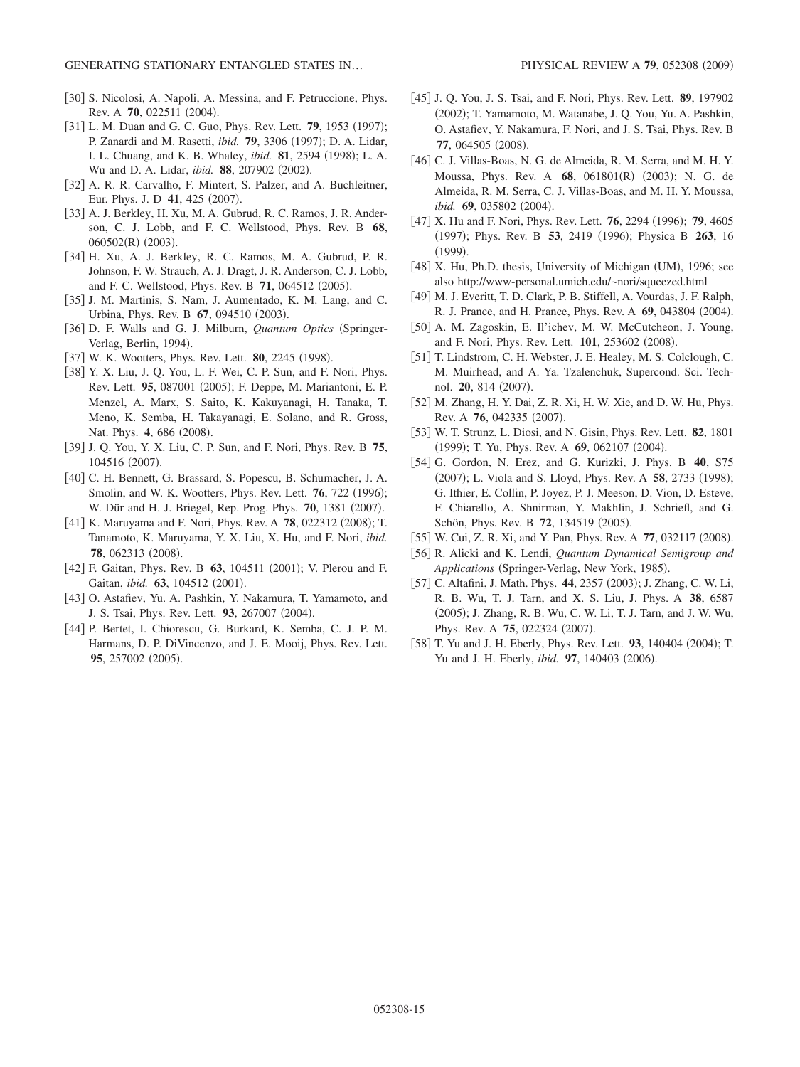[30] S. Nicolosi, A. Napoli, A. Messina, and F. Petruccione, Phys. Rev. A **70**, 022511 (2004).

[31] L. M. Duan and G. C. Guo, Phys. Rev. Lett. **79**, 1953 (1997); P. Zanardi and M. Rasetti, *ibid.* **79**, 3306 (1997); D. A. Lidar, I. L. Chuang, and K. B. Whaley, *ibid.* **81**, 2594 (1998); L. A. Wu and D. A. Lidar, *ibid.* **88**, 207902 (2002).

[32] A. R. R. Carvalho, F. Mintert, S. Palzer, and A. Buchleitner, Eur. Phys. J. D **41**, 425 (2007).

[33] A. J. Berkley, H. Xu, M. A. Gubrud, R. C. Ramos, J. R. Anderson, C. J. Lobb, and F. C. Wellstood, Phys. Rev. B **68**, 060502(R) (2003).

[34] H. Xu, A. J. Berkley, R. C. Ramos, M. A. Gubrud, P. R. Johnson, F. W. Strauch, A. J. Dragt, J. R. Anderson, C. J. Lobb, and F. C. Wellstood, Phys. Rev. B **71**, 064512 (2005).

[35] J. M. Martinis, S. Nam, J. Aumentado, K. M. Lang, and C. Urbina, Phys. Rev. B **67**, 094510 (2003).

[36] D. F. Walls and G. J. Milburn, *Quantum Optics* (Springer-Verlag, Berlin, 1994).

[37] W. K. Wootters, Phys. Rev. Lett. **80**, 2245 (1998).

[38] Y. X. Liu, J. Q. You, L. F. Wei, C. P. Sun, and F. Nori, Phys. Rev. Lett. **95**, 087001 (2005); F. Deppe, M. Mariantoni, E. P. Menzel, A. Marx, S. Saito, K. Kakuyanagi, H. Tanaka, T. Meno, K. Semba, H. Takayanagi, E. Solano, and R. Gross, Nat. Phys. **4**, 686 (2008).

[39] J. Q. You, Y. X. Liu, C. P. Sun, and F. Nori, Phys. Rev. B **75**, 104516 (2007).

[40] C. H. Bennett, G. Brassard, S. Popescu, B. Schumacher, J. A. Smolin, and W. K. Wootters, Phys. Rev. Lett. **76**, 722 (1996); W. Dür and H. J. Briegel, Rep. Prog. Phys. **70**, 1381 (2007).

[41] K. Maruyama and F. Nori, Phys. Rev. A **78**, 022312 (2008); T. Tanamoto, K. Maruyama, Y. X. Liu, X. Hu, and F. Nori, *ibid.* **78**, 062313 (2008).

[42] F. Gaitan, Phys. Rev. B **63**, 104511 (2001); V. Plerou and F. Gaitan, *ibid.* **63**, 104512 (2001).

[43] O. Astafiev, Yu. A. Pashkin, Y. Nakamura, T. Yamamoto, and J. S. Tsai, Phys. Rev. Lett. **93**, 267007 (2004).

[44] P. Bertet, I. Chiorescu, G. Burkard, K. Semba, C. J. P. M. Harmans, D. P. DiVincenzo, and J. E. Mooij, Phys. Rev. Lett. **95**, 257002 (2005).

[45] J. Q. You, J. S. Tsai, and F. Nori, Phys. Rev. Lett. **89**, 197902 (2002); T. Yamamoto, M. Watanabe, J. Q. You, Yu. A. Pashkin, O. Astafiev, Y. Nakamura, F. Nori, and J. S. Tsai, Phys. Rev. B **77**, 064505 (2008).

[46] C. J. Villas-Boas, N. G. de Almeida, R. M. Serra, and M. H. Y. Moussa, Phys. Rev. A **68**, 061801(R) (2003); N. G. de Almeida, R. M. Serra, C. J. Villas-Boas, and M. H. Y. Moussa, *ibid.* **69**, 035802 (2004).

[47] X. Hu and F. Nori, Phys. Rev. Lett. **76**, 2294 (1996); **79**, 4605 (1997); Phys. Rev. B **53**, 2419 (1996); Physica B **263**, 16 (1999).

[48] X. Hu, Ph.D. thesis, University of Michigan (UM), 1996; see also http://www-personal.umich.edu/~nori/squeezed.html

[49] M. J. Everitt, T. D. Clark, P. B. Stiffell, A. Vourdas, J. F. Ralph, R. J. Prance, and H. Prance, Phys. Rev. A **69**, 043804 (2004).

[50] A. M. Zagoskin, E. Il'ichev, M. W. McCutcheon, J. Young, and F. Nori, Phys. Rev. Lett. **101**, 253602 (2008).

[51] T. Lindstrom, C. H. Webster, J. E. Healey, M. S. Colclough, C. M. Muirhead, and A. Ya. Tzalenchuk, Supercond. Sci. Technol. **20**, 814 (2007).

[52] M. Zhang, H. Y. Dai, Z. R. Xi, H. W. Xie, and D. W. Hu, Phys. Rev. A **76**, 042335 (2007).

[53] W. T. Strunz, L. Diosi, and N. Gisin, Phys. Rev. Lett. **82**, 1801 (1999); T. Yu, Phys. Rev. A **69**, 062107 (2004).

[54] G. Gordon, N. Erez, and G. Kurizki, J. Phys. B **40**, S75 (2007); L. Viola and S. Lloyd, Phys. Rev. A **58**, 2733 (1998); G. Ithier, E. Collin, P. Joyez, P. J. Meeson, D. Vion, D. Esteve, F. Chiarello, A. Shnirman, Y. Makhlin, J. Schriefl, and G. Schön, Phys. Rev. B **72**, 134519 (2005).

[55] W. Cui, Z. R. Xi, and Y. Pan, Phys. Rev. A **77**, 032117 (2008).

[56] R. Alicki and K. Lendi, *Quantum Dynamical Semigroup and Applications* (Springer-Verlag, New York, 1985).

[57] C. Altafini, J. Math. Phys. **44**, 2357 (2003); J. Zhang, C. W. Li, R. B. Wu, T. J. Tarn, and X. S. Liu, J. Phys. A **38**, 6587 (2005); J. Zhang, R. B. Wu, C. W. Li, T. J. Tarn, and J. W. Wu, Phys. Rev. A **75**, 022324 (2007).

[58] T. Yu and J. H. Eberly, Phys. Rev. Lett. **93**, 140404 (2004); T. Yu and J. H. Eberly, *ibid.* **97**, 140403 (2006).